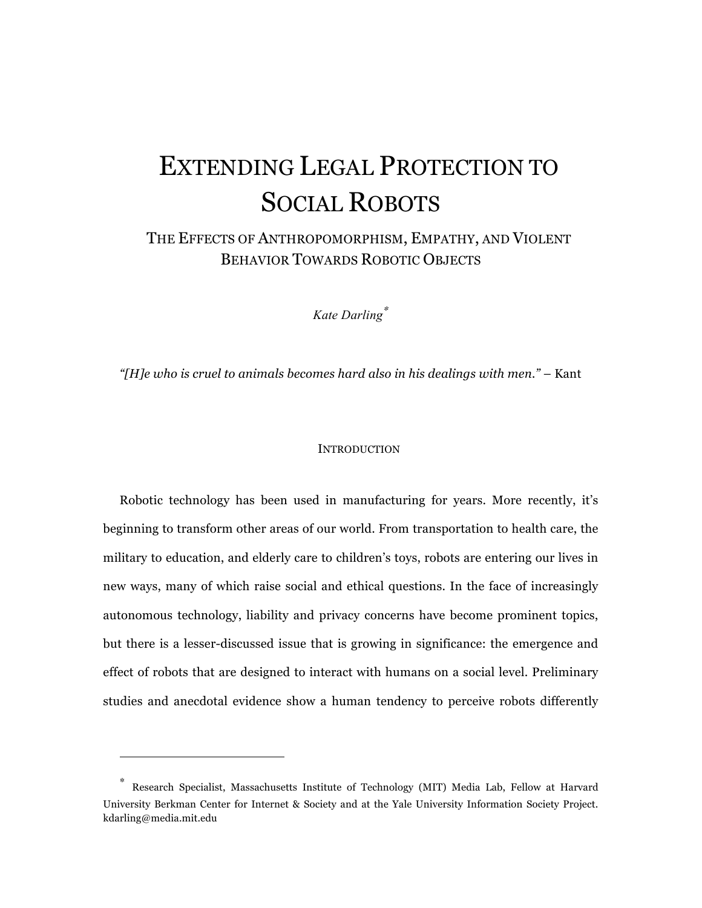# Extending Legal Protection to Social Robots

## The Effects of Anthropomorphism, Empathy, and Violent Behavior Towards Robotic Objects

*Kate Darling*[*]

*"[H]e who is cruel to animals becomes hard also in his dealings with men."* – Kant

### Introduction

Robotic technology has been used in manufacturing for years. More recently, it's beginning to transform other areas of our world. From transportation to health care, the military to education, and elderly care to children's toys, robots are entering our lives in new ways, many of which raise social and ethical questions. In the face of increasingly autonomous technology, liability and privacy concerns have become prominent topics, but there is a lesser-discussed issue that is growing in significance: the emergence and effect of robots that are designed to interact with humans on a social level. Preliminary studies and anecdotal evidence show a human tendency to perceive robots differently

---

[*] Research Specialist, Massachusetts Institute of Technology (MIT) Media Lab, Fellow at Harvard University Berkman Center for Internet & Society and at the Yale University Information Society Project. kdarling@media.mit.edu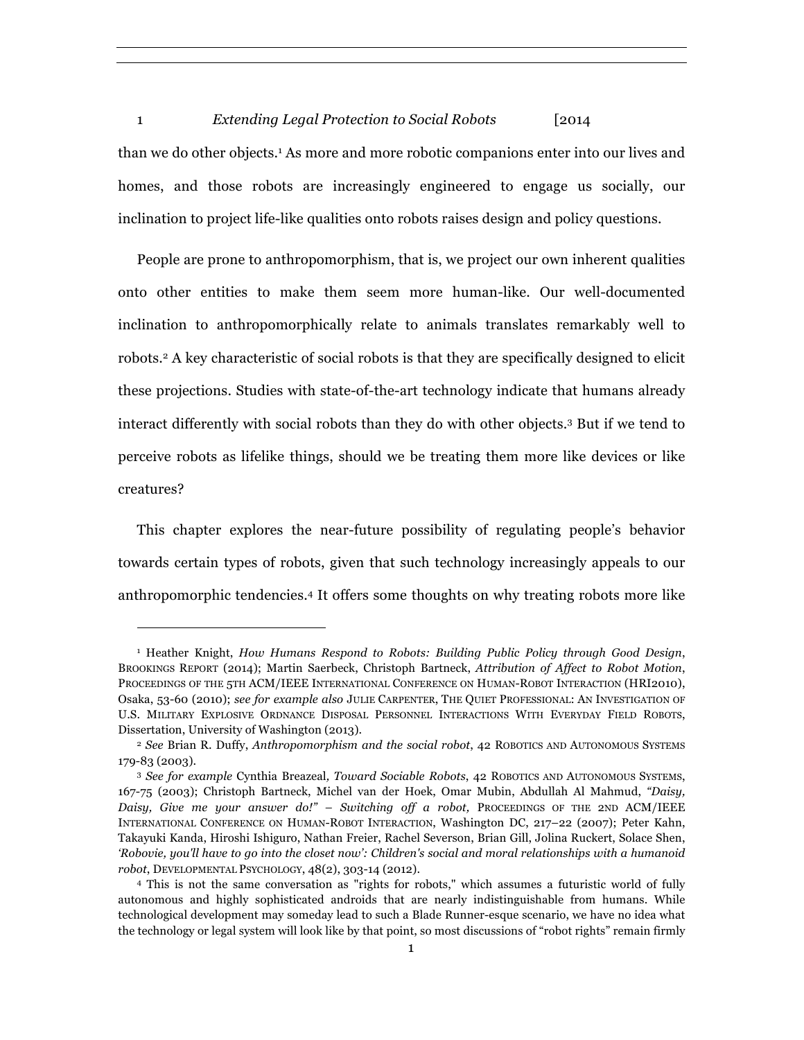than we do other objects.[1] As more and more robotic companions enter into our lives and homes, and those robots are increasingly engineered to engage us socially, our inclination to project life-like qualities onto robots raises design and policy questions.

People are prone to anthropomorphism, that is, we project our own inherent qualities onto other entities to make them seem more human-like. Our well-documented inclination to anthropomorphically relate to animals translates remarkably well to robots.[2] A key characteristic of social robots is that they are specifically designed to elicit these projections. Studies with state-of-the-art technology indicate that humans already interact differently with social robots than they do with other objects.[3] But if we tend to perceive robots as lifelike things, should we be treating them more like devices or like creatures?

This chapter explores the near-future possibility of regulating people's behavior towards certain types of robots, given that such technology increasingly appeals to our anthropomorphic tendencies.[4] It offers some thoughts on why treating robots more like

---

[1] Heather Knight, *How Humans Respond to Robots: Building Public Policy through Good Design*, BROOKINGS REPORT (2014); Martin Saerbeck, Christoph Bartneck, *Attribution of Affect to Robot Motion*, PROCEEDINGS OF THE 5TH ACM/IEEE INTERNATIONAL CONFERENCE ON HUMAN-ROBOT INTERACTION (HRI2010), Osaka, 53-60 (2010); *see for example also* JULIE CARPENTER, THE QUIET PROFESSIONAL: AN INVESTIGATION OF U.S. MILITARY EXPLOSIVE ORDNANCE DISPOSAL PERSONNEL INTERACTIONS WITH EVERYDAY FIELD ROBOTS, Dissertation, University of Washington (2013).

[2] *See* Brian R. Duffy, *Anthropomorphism and the social robot*, 42 ROBOTICS AND AUTONOMOUS SYSTEMS 179-83 (2003).

[3] *See for example* Cynthia Breazeal, *Toward Sociable Robots*, 42 ROBOTICS AND AUTONOMOUS SYSTEMS, 167-75 (2003); Christoph Bartneck, Michel van der Hoek, Omar Mubin, Abdullah Al Mahmud, *"Daisy, Daisy, Give me your answer do!" – Switching off a robot,* PROCEEDINGS OF THE 2ND ACM/IEEE INTERNATIONAL CONFERENCE ON HUMAN-ROBOT INTERACTION, Washington DC, 217–22 (2007); Peter Kahn, Takayuki Kanda, Hiroshi Ishiguro, Nathan Freier, Rachel Severson, Brian Gill, Jolina Ruckert, Solace Shen, *'Robovie, you'll have to go into the closet now': Children's social and moral relationships with a humanoid robot*, DEVELOPMENTAL PSYCHOLOGY, 48(2), 303-14 (2012).

[4] This is not the same conversation as "rights for robots," which assumes a futuristic world of fully autonomous and highly sophisticated androids that are nearly indistinguishable from humans. While technological development may someday lead to such a Blade Runner-esque scenario, we have no idea what the technology or legal system will look like by that point, so most discussions of "robot rights" remain firmly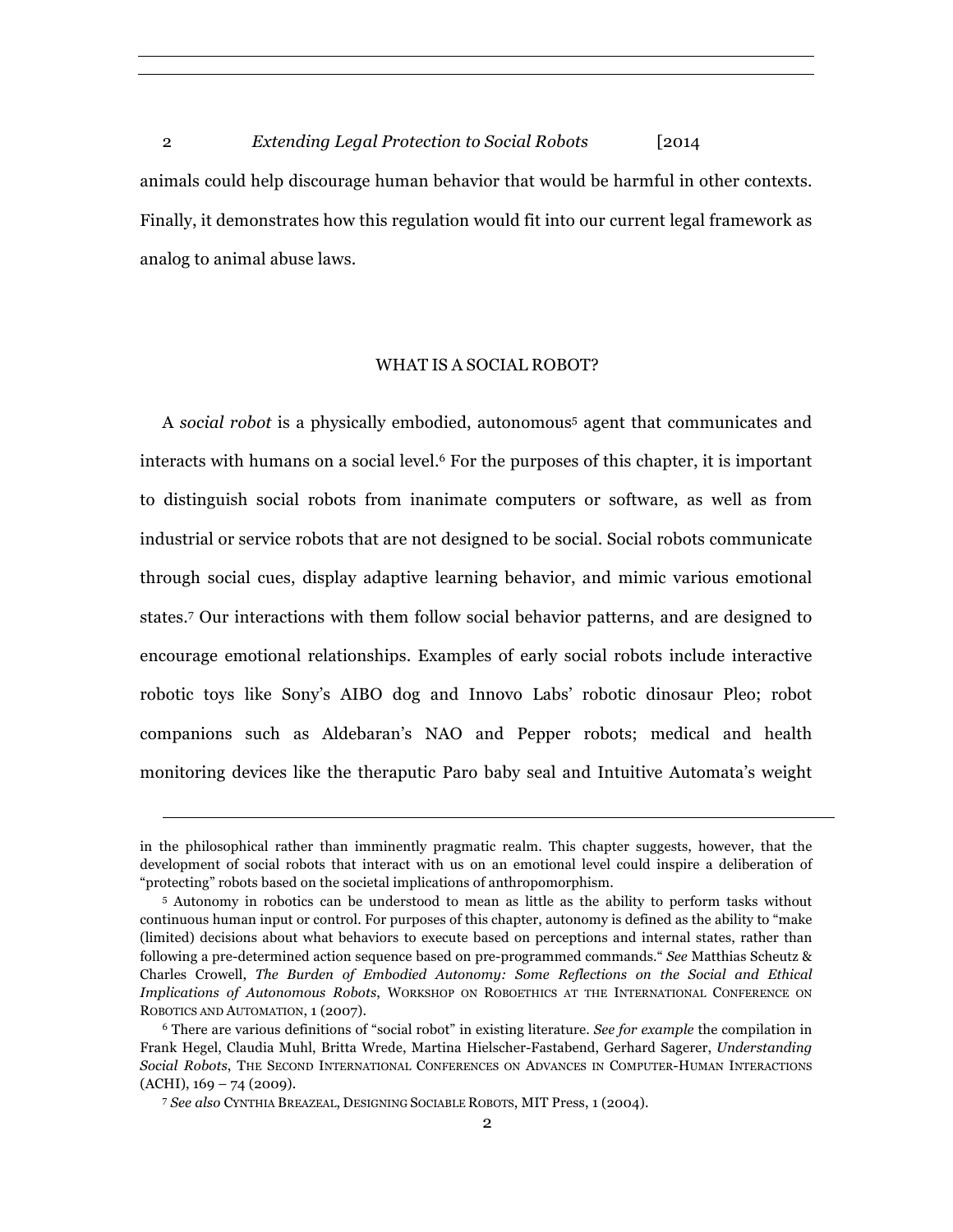animals could help discourage human behavior that would be harmful in other contexts. Finally, it demonstrates how this regulation would fit into our current legal framework as analog to animal abuse laws.

## WHAT IS A SOCIAL ROBOT?

A *social robot* is a physically embodied, autonomous[5] agent that communicates and interacts with humans on a social level.[6] For the purposes of this chapter, it is important to distinguish social robots from inanimate computers or software, as well as from industrial or service robots that are not designed to be social. Social robots communicate through social cues, display adaptive learning behavior, and mimic various emotional states.[7] Our interactions with them follow social behavior patterns, and are designed to encourage emotional relationships. Examples of early social robots include interactive robotic toys like Sony's AIBO dog and Innovo Labs' robotic dinosaur Pleo; robot companions such as Aldebaran's NAO and Pepper robots; medical and health monitoring devices like the theraputic Paro baby seal and Intuitive Automata's weight

---

in the philosophical rather than imminently pragmatic realm. This chapter suggests, however, that the development of social robots that interact with us on an emotional level could inspire a deliberation of "protecting" robots based on the societal implications of anthropomorphism.

[5] Autonomy in robotics can be understood to mean as little as the ability to perform tasks without continuous human input or control. For purposes of this chapter, autonomy is defined as the ability to "make (limited) decisions about what behaviors to execute based on perceptions and internal states, rather than following a pre-determined action sequence based on pre-programmed commands." *See* Matthias Scheutz & Charles Crowell, *The Burden of Embodied Autonomy: Some Reflections on the Social and Ethical Implications of Autonomous Robots*, WORKSHOP ON ROBOETHICS AT THE INTERNATIONAL CONFERENCE ON ROBOTICS AND AUTOMATION, 1 (2007).

[6] There are various definitions of "social robot" in existing literature. *See for example* the compilation in Frank Hegel, Claudia Muhl, Britta Wrede, Martina Hielscher-Fastabend, Gerhard Sagerer, *Understanding Social Robots*, THE SECOND INTERNATIONAL CONFERENCES ON ADVANCES IN COMPUTER-HUMAN INTERACTIONS (ACHI), 169 – 74 (2009).

[7] *See also* CYNTHIA BREAZEAL, DESIGNING SOCIABLE ROBOTS, MIT Press, 1 (2004).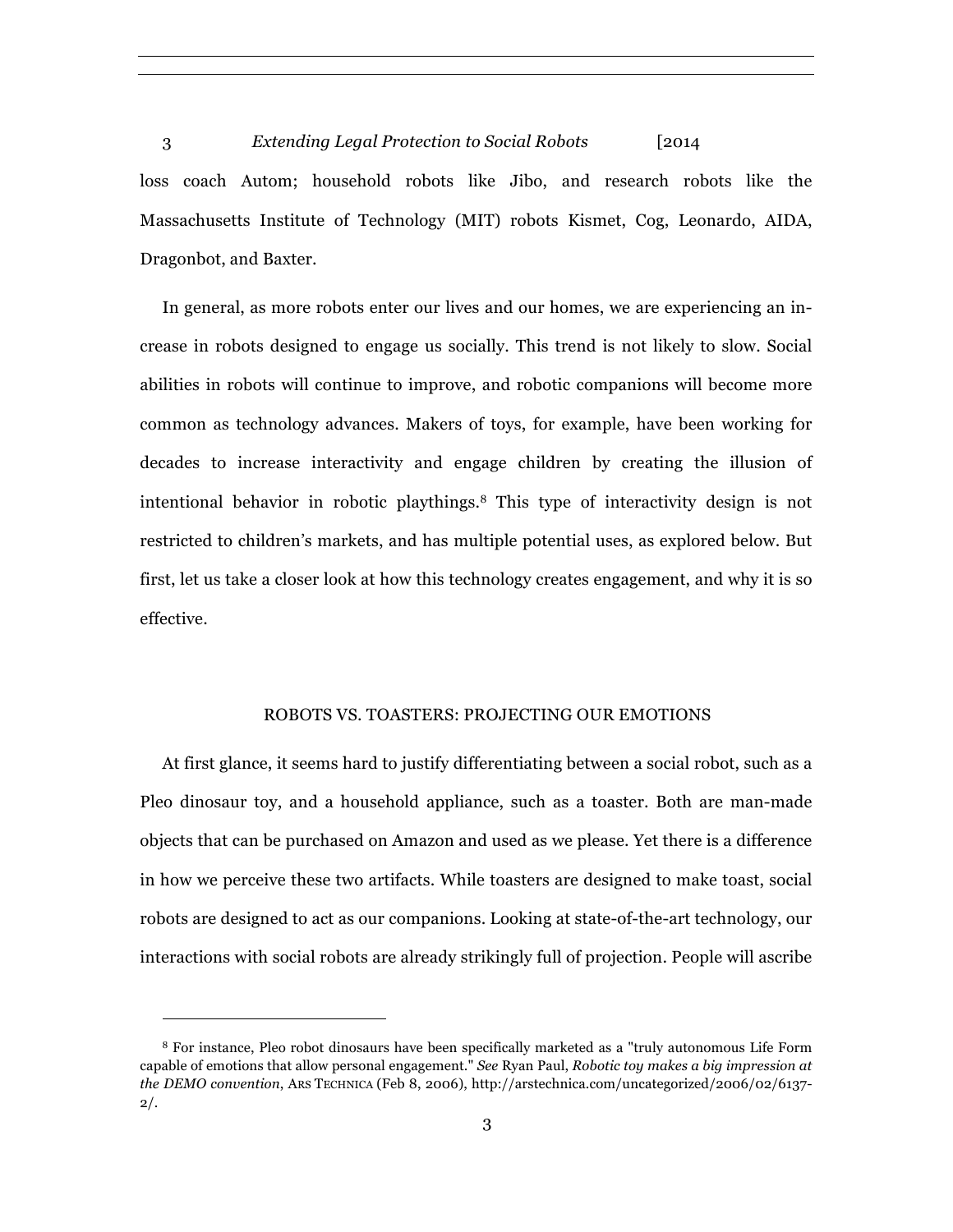loss coach Autom; household robots like Jibo, and research robots like the Massachusetts Institute of Technology (MIT) robots Kismet, Cog, Leonardo, AIDA, Dragonbot, and Baxter.

In general, as more robots enter our lives and our homes, we are experiencing an increase in robots designed to engage us socially. This trend is not likely to slow. Social abilities in robots will continue to improve, and robotic companions will become more common as technology advances. Makers of toys, for example, have been working for decades to increase interactivity and engage children by creating the illusion of intentional behavior in robotic playthings.[8] This type of interactivity design is not restricted to children's markets, and has multiple potential uses, as explored below. But first, let us take a closer look at how this technology creates engagement, and why it is so effective.

## ROBOTS VS. TOASTERS: PROJECTING OUR EMOTIONS

At first glance, it seems hard to justify differentiating between a social robot, such as a Pleo dinosaur toy, and a household appliance, such as a toaster. Both are man-made objects that can be purchased on Amazon and used as we please. Yet there is a difference in how we perceive these two artifacts. While toasters are designed to make toast, social robots are designed to act as our companions. Looking at state-of-the-art technology, our interactions with social robots are already strikingly full of projection. People will ascribe

---

[8] For instance, Pleo robot dinosaurs have been specifically marketed as a "truly autonomous Life Form capable of emotions that allow personal engagement." *See* Ryan Paul, *Robotic toy makes a big impression at the DEMO convention*, ARS TECHNICA (Feb 8, 2006), http://arstechnica.com/uncategorized/2006/02/6137-2/.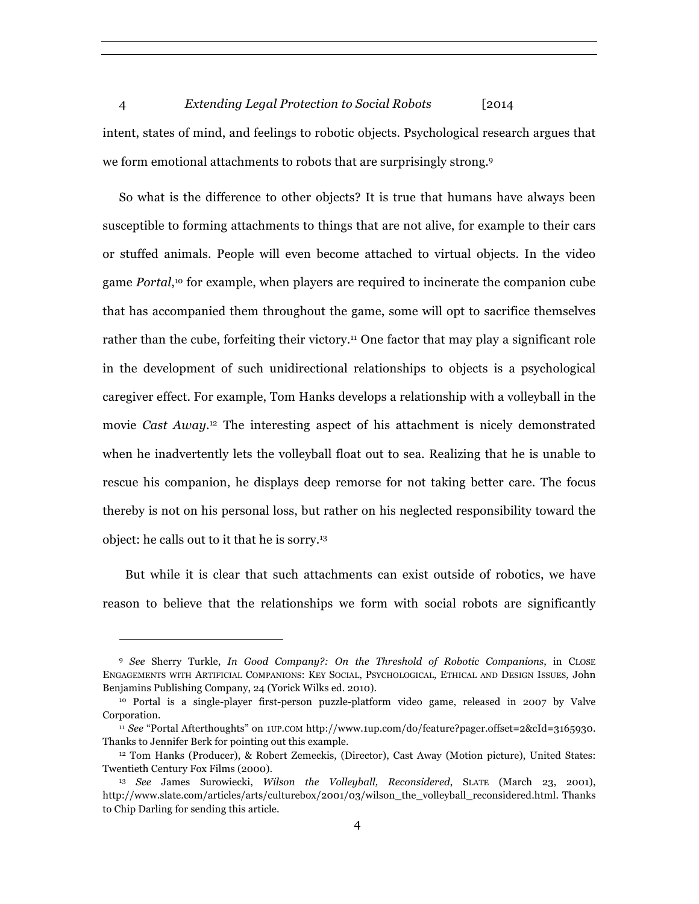intent, states of mind, and feelings to robotic objects. Psychological research argues that we form emotional attachments to robots that are surprisingly strong.[9]

So what is the difference to other objects? It is true that humans have always been susceptible to forming attachments to things that are not alive, for example to their cars or stuffed animals. People will even become attached to virtual objects. In the video game *Portal*,[10] for example, when players are required to incinerate the companion cube that has accompanied them throughout the game, some will opt to sacrifice themselves rather than the cube, forfeiting their victory.[11] One factor that may play a significant role in the development of such unidirectional relationships to objects is a psychological caregiver effect. For example, Tom Hanks develops a relationship with a volleyball in the movie *Cast Away*.[12] The interesting aspect of his attachment is nicely demonstrated when he inadvertently lets the volleyball float out to sea. Realizing that he is unable to rescue his companion, he displays deep remorse for not taking better care. The focus thereby is not on his personal loss, but rather on his neglected responsibility toward the object: he calls out to it that he is sorry.[13]

But while it is clear that such attachments can exist outside of robotics, we have reason to believe that the relationships we form with social robots are significantly

---

[9] *See* Sherry Turkle, *In Good Company?: On the Threshold of Robotic Companions*, in CLOSE ENGAGEMENTS WITH ARTIFICIAL COMPANIONS: KEY SOCIAL, PSYCHOLOGICAL, ETHICAL AND DESIGN ISSUES, John Benjamins Publishing Company, 24 (Yorick Wilks ed. 2010).

[10] Portal is a single-player first-person puzzle-platform video game, released in 2007 by Valve Corporation.

[11] *See* "Portal Afterthoughts" on 1UP.COM http://www.1up.com/do/feature?pager.offset=2&cId=3165930. Thanks to Jennifer Berk for pointing out this example.

[12] Tom Hanks (Producer), & Robert Zemeckis, (Director), Cast Away (Motion picture), United States: Twentieth Century Fox Films (2000).

[13] *See* James Surowiecki, *Wilson the Volleyball, Reconsidered*, SLATE (March 23, 2001), http://www.slate.com/articles/arts/culturebox/2001/03/wilson_the_volleyball_reconsidered.html. Thanks to Chip Darling for sending this article.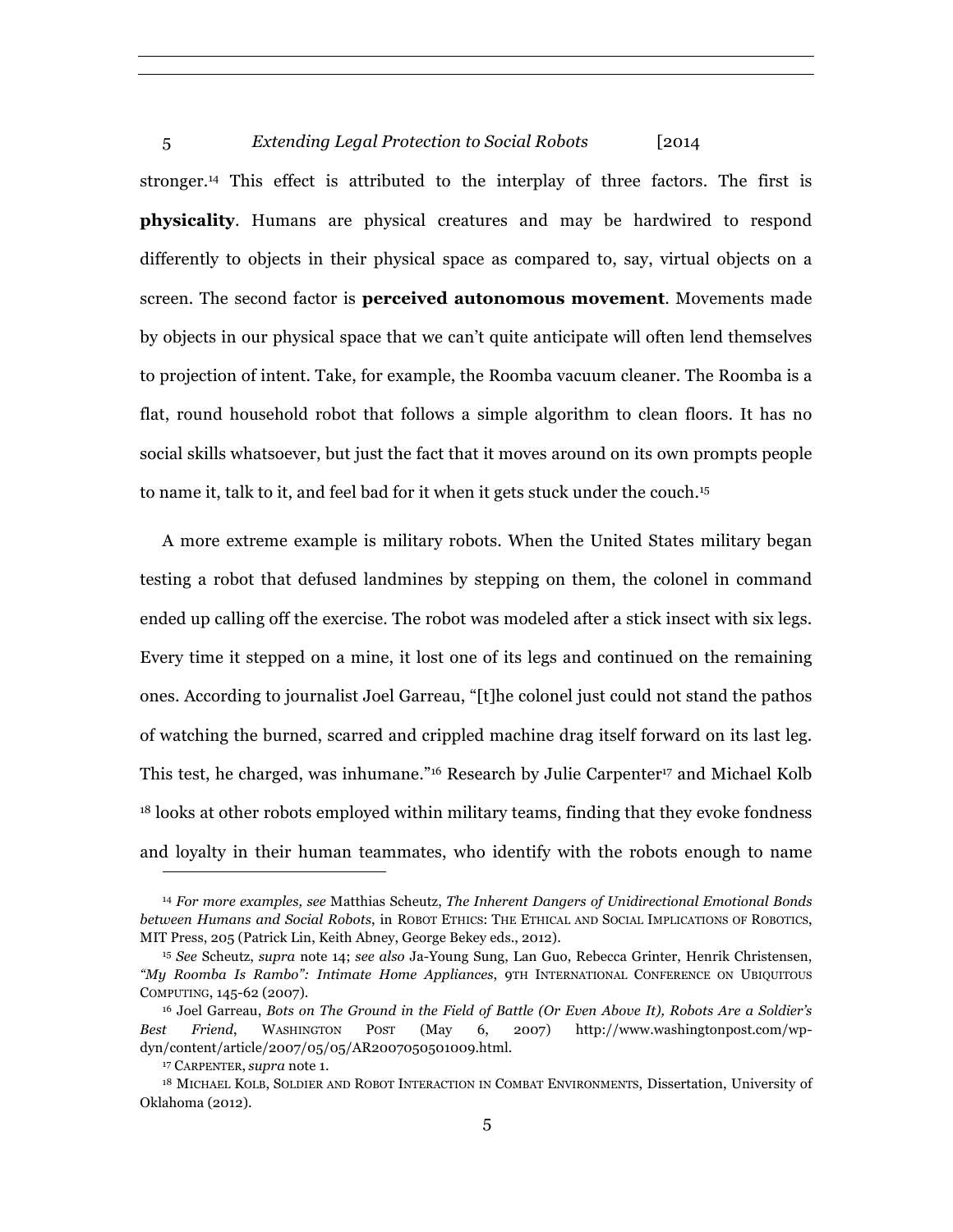stronger.[14] This effect is attributed to the interplay of three factors. The first is **physicality**. Humans are physical creatures and may be hardwired to respond differently to objects in their physical space as compared to, say, virtual objects on a screen. The second factor is **perceived autonomous movement**. Movements made by objects in our physical space that we can't quite anticipate will often lend themselves to projection of intent. Take, for example, the Roomba vacuum cleaner. The Roomba is a flat, round household robot that follows a simple algorithm to clean floors. It has no social skills whatsoever, but just the fact that it moves around on its own prompts people to name it, talk to it, and feel bad for it when it gets stuck under the couch.[15]

A more extreme example is military robots. When the United States military began testing a robot that defused landmines by stepping on them, the colonel in command ended up calling off the exercise. The robot was modeled after a stick insect with six legs. Every time it stepped on a mine, it lost one of its legs and continued on the remaining ones. According to journalist Joel Garreau, "[t]he colonel just could not stand the pathos of watching the burned, scarred and crippled machine drag itself forward on its last leg. This test, he charged, was inhumane."[16] Research by Julie Carpenter[17] and Michael Kolb [18] looks at other robots employed within military teams, finding that they evoke fondness and loyalty in their human teammates, who identify with the robots enough to name

---

[14] *For more examples, see* Matthias Scheutz, *The Inherent Dangers of Unidirectional Emotional Bonds between Humans and Social Robots*, in ROBOT ETHICS: THE ETHICAL AND SOCIAL IMPLICATIONS OF ROBOTICS, MIT Press, 205 (Patrick Lin, Keith Abney, George Bekey eds., 2012).

[15] *See* Scheutz, *supra* note 14; *see also* Ja-Young Sung, Lan Guo, Rebecca Grinter, Henrik Christensen, *"My Roomba Is Rambo": Intimate Home Appliances*, 9TH INTERNATIONAL CONFERENCE ON UBIQUITOUS COMPUTING, 145-62 (2007).

[16] Joel Garreau, *Bots on The Ground in the Field of Battle (Or Even Above It), Robots Are a Soldier's Best Friend*, WASHINGTON POST (May 6, 2007) http://www.washingtonpost.com/wp-dyn/content/article/2007/05/05/AR2007050501009.html.

[17] CARPENTER, *supra* note 1.

[18] MICHAEL KOLB, SOLDIER AND ROBOT INTERACTION IN COMBAT ENVIRONMENTS, Dissertation, University of Oklahoma (2012).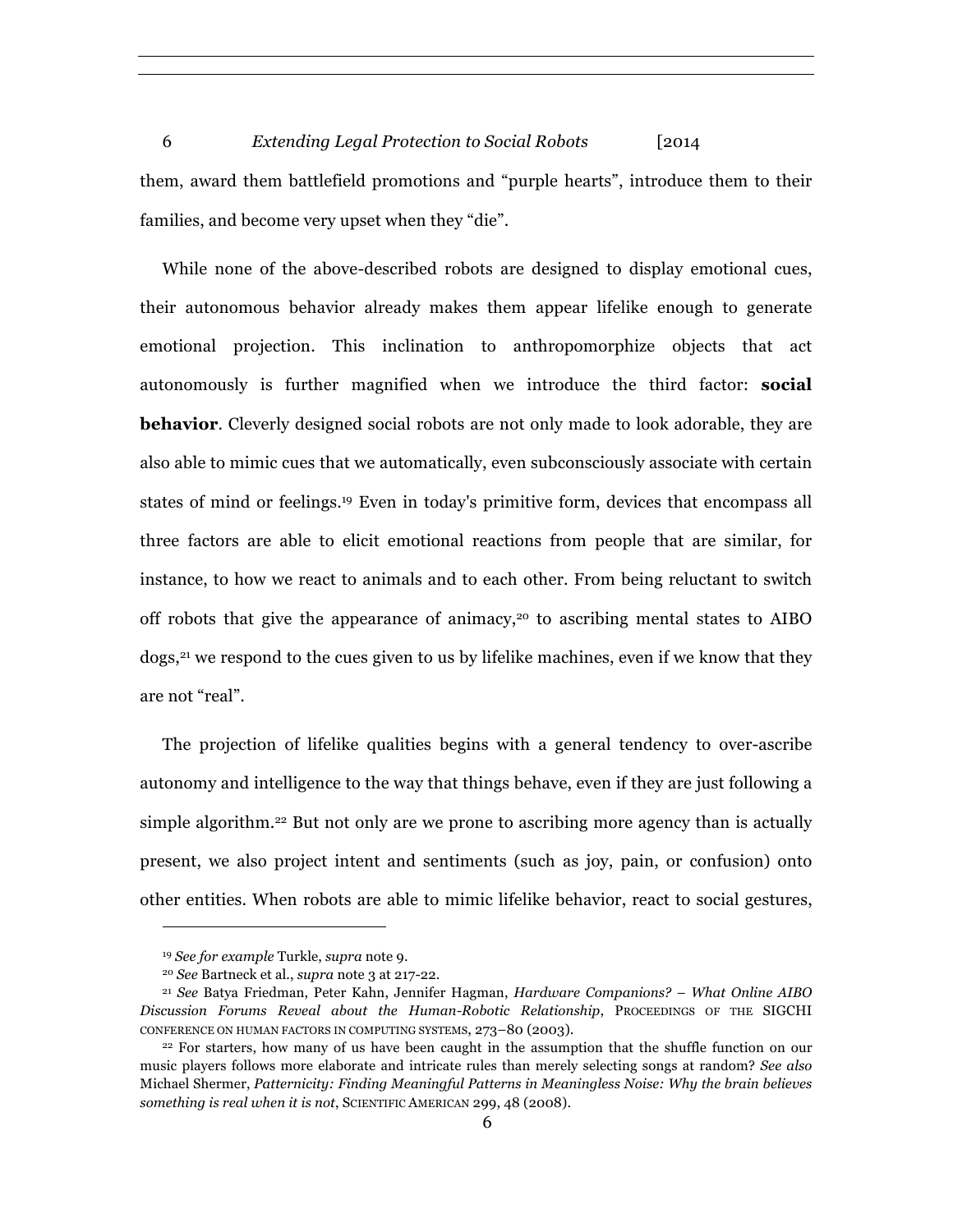them, award them battlefield promotions and "purple hearts", introduce them to their families, and become very upset when they "die".

While none of the above-described robots are designed to display emotional cues, their autonomous behavior already makes them appear lifelike enough to generate emotional projection. This inclination to anthropomorphize objects that act autonomously is further magnified when we introduce the third factor: **social behavior**. Cleverly designed social robots are not only made to look adorable, they are also able to mimic cues that we automatically, even subconsciously associate with certain states of mind or feelings.[19] Even in today's primitive form, devices that encompass all three factors are able to elicit emotional reactions from people that are similar, for instance, to how we react to animals and to each other. From being reluctant to switch off robots that give the appearance of animacy,[20] to ascribing mental states to AIBO dogs,[21] we respond to the cues given to us by lifelike machines, even if we know that they are not "real".

The projection of lifelike qualities begins with a general tendency to over-ascribe autonomy and intelligence to the way that things behave, even if they are just following a simple algorithm.[22] But not only are we prone to ascribing more agency than is actually present, we also project intent and sentiments (such as joy, pain, or confusion) onto other entities. When robots are able to mimic lifelike behavior, react to social gestures,

---

[19] *See for example* Turkle, *supra* note 9.

[20] *See* Bartneck et al., *supra* note 3 at 217-22.

[21] *See* Batya Friedman, Peter Kahn, Jennifer Hagman, *Hardware Companions? – What Online AIBO Discussion Forums Reveal about the Human-Robotic Relationship*, PROCEEDINGS OF THE SIGCHI CONFERENCE ON HUMAN FACTORS IN COMPUTING SYSTEMS, 273–80 (2003).

[22] For starters, how many of us have been caught in the assumption that the shuffle function on our music players follows more elaborate and intricate rules than merely selecting songs at random? *See also* Michael Shermer, *Patternicity: Finding Meaningful Patterns in Meaningless Noise: Why the brain believes something is real when it is not*, SCIENTIFIC AMERICAN 299, 48 (2008).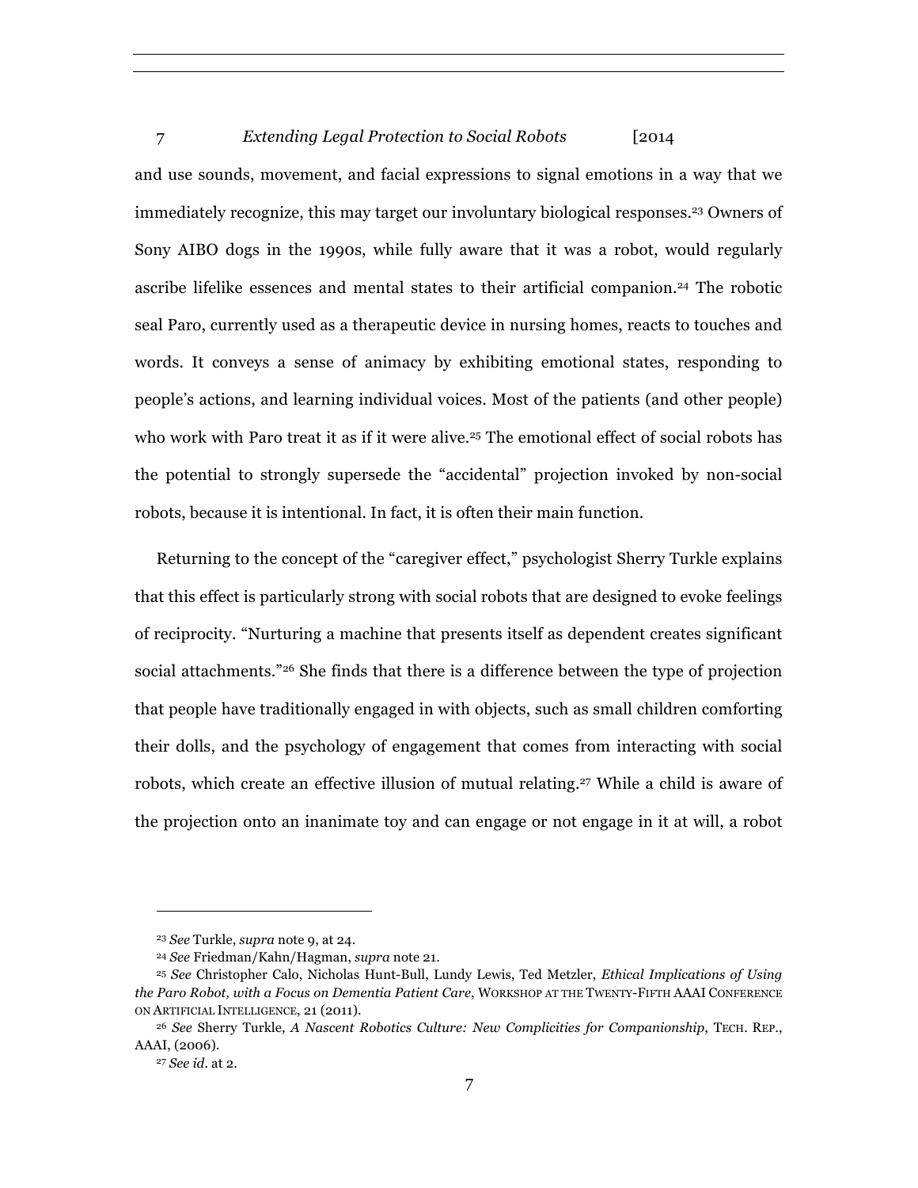and use sounds, movement, and facial expressions to signal emotions in a way that we immediately recognize, this may target our involuntary biological responses.[23] Owners of Sony AIBO dogs in the 1990s, while fully aware that it was a robot, would regularly ascribe lifelike essences and mental states to their artificial companion.[24] The robotic seal Paro, currently used as a therapeutic device in nursing homes, reacts to touches and words. It conveys a sense of animacy by exhibiting emotional states, responding to people's actions, and learning individual voices. Most of the patients (and other people) who work with Paro treat it as if it were alive.[25] The emotional effect of social robots has the potential to strongly supersede the "accidental" projection invoked by non-social robots, because it is intentional. In fact, it is often their main function.

Returning to the concept of the "caregiver effect," psychologist Sherry Turkle explains that this effect is particularly strong with social robots that are designed to evoke feelings of reciprocity. "Nurturing a machine that presents itself as dependent creates significant social attachments."[26] She finds that there is a difference between the type of projection that people have traditionally engaged in with objects, such as small children comforting their dolls, and the psychology of engagement that comes from interacting with social robots, which create an effective illusion of mutual relating.[27] While a child is aware of the projection onto an inanimate toy and can engage or not engage in it at will, a robot

---

[23] *See* Turkle, *supra* note 9, at 24.

[24] *See* Friedman/Kahn/Hagman, *supra* note 21.

[25] *See* Christopher Calo, Nicholas Hunt-Bull, Lundy Lewis, Ted Metzler, *Ethical Implications of Using the Paro Robot, with a Focus on Dementia Patient Care*, WORKSHOP AT THE TWENTY-FIFTH AAAI CONFERENCE ON ARTIFICIAL INTELLIGENCE, 21 (2011).

[26] *See* Sherry Turkle, *A Nascent Robotics Culture: New Complicities for Companionship*, TECH. REP., AAAI, (2006).

[27] *See id.* at 2.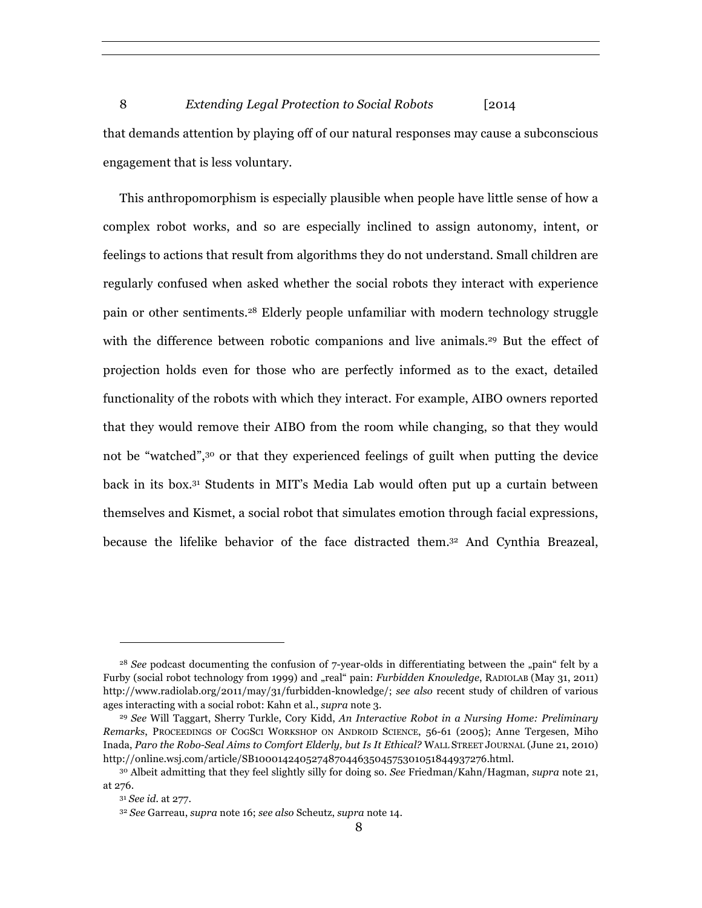that demands attention by playing off of our natural responses may cause a subconscious engagement that is less voluntary.

This anthropomorphism is especially plausible when people have little sense of how a complex robot works, and so are especially inclined to assign autonomy, intent, or feelings to actions that result from algorithms they do not understand. Small children are regularly confused when asked whether the social robots they interact with experience pain or other sentiments.[28] Elderly people unfamiliar with modern technology struggle with the difference between robotic companions and live animals.[29] But the effect of projection holds even for those who are perfectly informed as to the exact, detailed functionality of the robots with which they interact. For example, AIBO owners reported that they would remove their AIBO from the room while changing, so that they would not be "watched",[30] or that they experienced feelings of guilt when putting the device back in its box.[31] Students in MIT's Media Lab would often put up a curtain between themselves and Kismet, a social robot that simulates emotion through facial expressions, because the lifelike behavior of the face distracted them.[32] And Cynthia Breazeal,

---

[28] *See* podcast documenting the confusion of 7-year-olds in differentiating between the „pain" felt by a Furby (social robot technology from 1999) and „real" pain: *Furbidden Knowledge*, RADIOLAB (May 31, 2011) http://www.radiolab.org/2011/may/31/furbidden-knowledge/; *see also* recent study of children of various ages interacting with a social robot: Kahn et al., *supra* note 3.

[29] *See* Will Taggart, Sherry Turkle, Cory Kidd, *An Interactive Robot in a Nursing Home: Preliminary Remarks*, PROCEEDINGS OF COGSCI WORKSHOP ON ANDROID SCIENCE, 56-61 (2005); Anne Tergesen, Miho Inada, *Paro the Robo-Seal Aims to Comfort Elderly, but Is It Ethical?* WALL STREET JOURNAL (June 21, 2010) http://online.wsj.com/article/SB10001424052748704463504575301051844937276.html.

[30] Albeit admitting that they feel slightly silly for doing so. *See* Friedman/Kahn/Hagman, *supra* note 21, at 276.

[31] *See id.* at 277.

[32] *See* Garreau, *supra* note 16; *see also* Scheutz, *supra* note 14.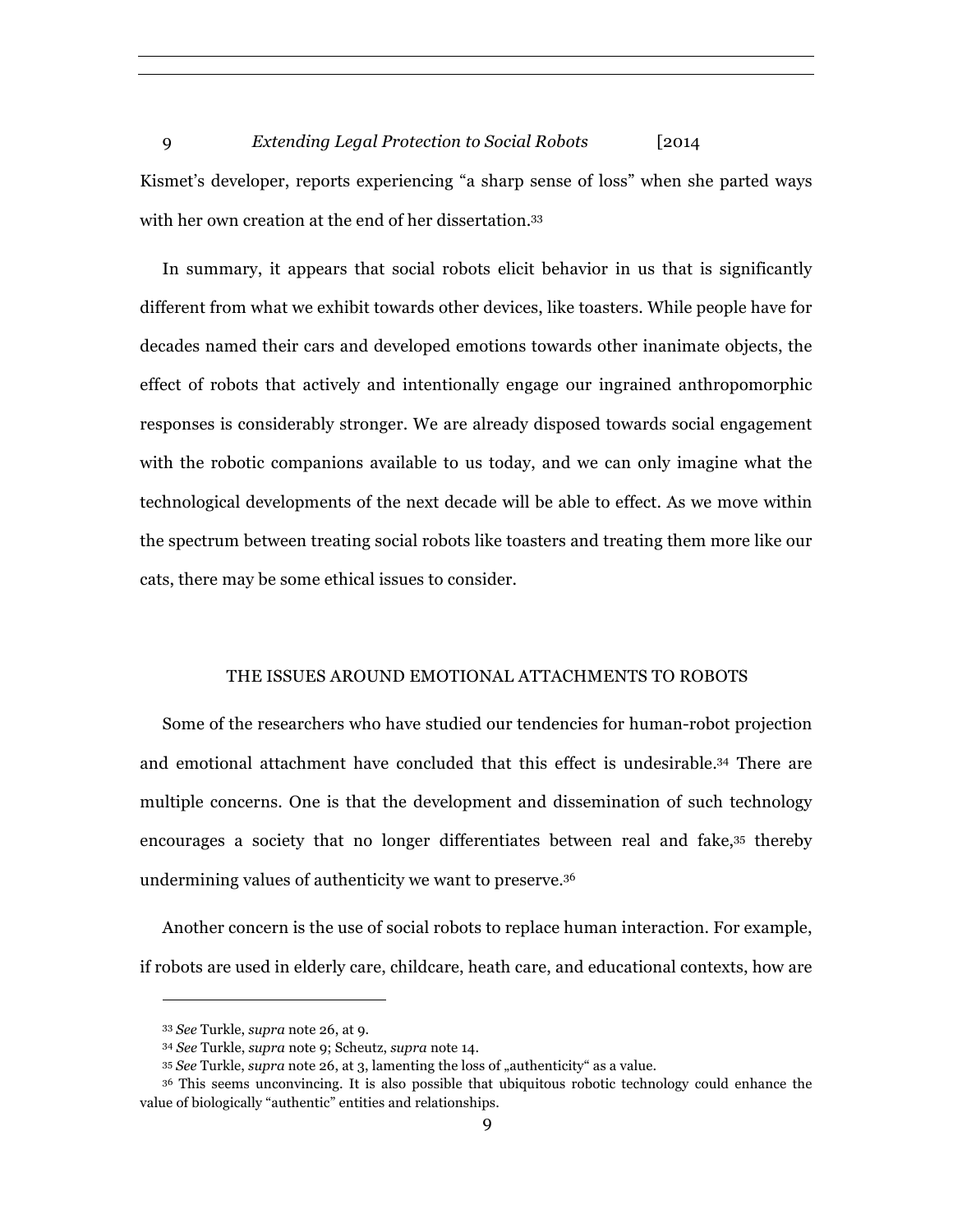Kismet's developer, reports experiencing "a sharp sense of loss" when she parted ways with her own creation at the end of her dissertation.[33]

In summary, it appears that social robots elicit behavior in us that is significantly different from what we exhibit towards other devices, like toasters. While people have for decades named their cars and developed emotions towards other inanimate objects, the effect of robots that actively and intentionally engage our ingrained anthropomorphic responses is considerably stronger. We are already disposed towards social engagement with the robotic companions available to us today, and we can only imagine what the technological developments of the next decade will be able to effect. As we move within the spectrum between treating social robots like toasters and treating them more like our cats, there may be some ethical issues to consider.

## THE ISSUES AROUND EMOTIONAL ATTACHMENTS TO ROBOTS

Some of the researchers who have studied our tendencies for human-robot projection and emotional attachment have concluded that this effect is undesirable.[34] There are multiple concerns. One is that the development and dissemination of such technology encourages a society that no longer differentiates between real and fake,[35] thereby undermining values of authenticity we want to preserve.[36]

Another concern is the use of social robots to replace human interaction. For example, if robots are used in elderly care, childcare, heath care, and educational contexts, how are

---

[33] *See* Turkle, *supra* note 26, at 9.

[34] *See* Turkle, *supra* note 9; Scheutz, *supra* note 14.

[35] *See* Turkle, *supra* note 26, at 3, lamenting the loss of „authenticity" as a value.

[36] This seems unconvincing. It is also possible that ubiquitous robotic technology could enhance the value of biologically "authentic" entities and relationships.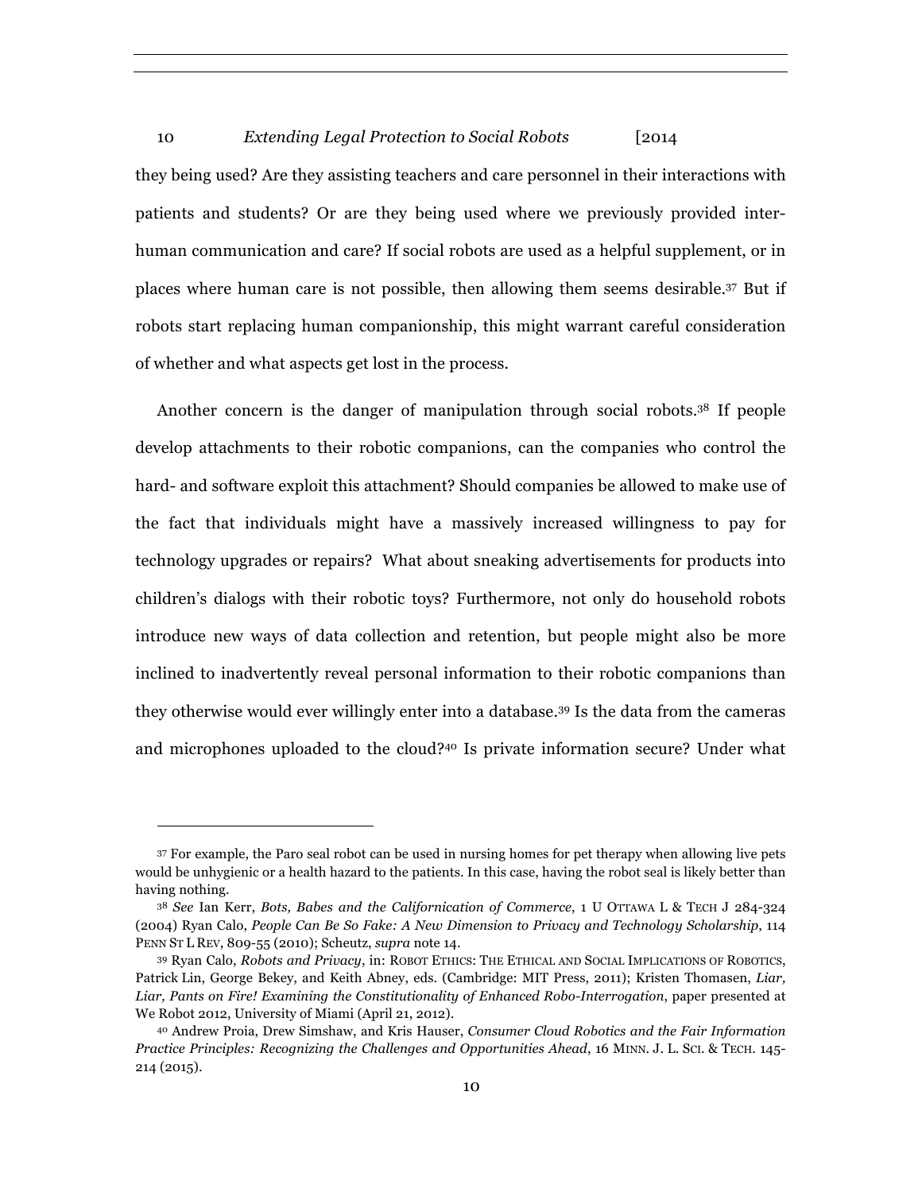they being used? Are they assisting teachers and care personnel in their interactions with patients and students? Or are they being used where we previously provided inter-human communication and care? If social robots are used as a helpful supplement, or in places where human care is not possible, then allowing them seems desirable.[37] But if robots start replacing human companionship, this might warrant careful consideration of whether and what aspects get lost in the process.

Another concern is the danger of manipulation through social robots.[38] If people develop attachments to their robotic companions, can the companies who control the hard- and software exploit this attachment? Should companies be allowed to make use of the fact that individuals might have a massively increased willingness to pay for technology upgrades or repairs? What about sneaking advertisements for products into children's dialogs with their robotic toys? Furthermore, not only do household robots introduce new ways of data collection and retention, but people might also be more inclined to inadvertently reveal personal information to their robotic companions than they otherwise would ever willingly enter into a database.[39] Is the data from the cameras and microphones uploaded to the cloud?[40] Is private information secure? Under what

---

[37] For example, the Paro seal robot can be used in nursing homes for pet therapy when allowing live pets would be unhygienic or a health hazard to the patients. In this case, having the robot seal is likely better than having nothing.

[38] *See* Ian Kerr, *Bots, Babes and the Californication of Commerce*, 1 U OTTAWA L & TECH J 284-324 (2004) Ryan Calo, *People Can Be So Fake: A New Dimension to Privacy and Technology Scholarship*, 114 PENN ST L REV, 809-55 (2010); Scheutz, *supra* note 14.

[39] Ryan Calo, *Robots and Privacy*, in: ROBOT ETHICS: THE ETHICAL AND SOCIAL IMPLICATIONS OF ROBOTICS, Patrick Lin, George Bekey, and Keith Abney, eds. (Cambridge: MIT Press, 2011); Kristen Thomasen, *Liar, Liar, Pants on Fire! Examining the Constitutionality of Enhanced Robo-Interrogation*, paper presented at We Robot 2012, University of Miami (April 21, 2012).

[40] Andrew Proia, Drew Simshaw, and Kris Hauser, *Consumer Cloud Robotics and the Fair Information Practice Principles: Recognizing the Challenges and Opportunities Ahead*, 16 MINN. J. L. SCI. & TECH. 145-214 (2015).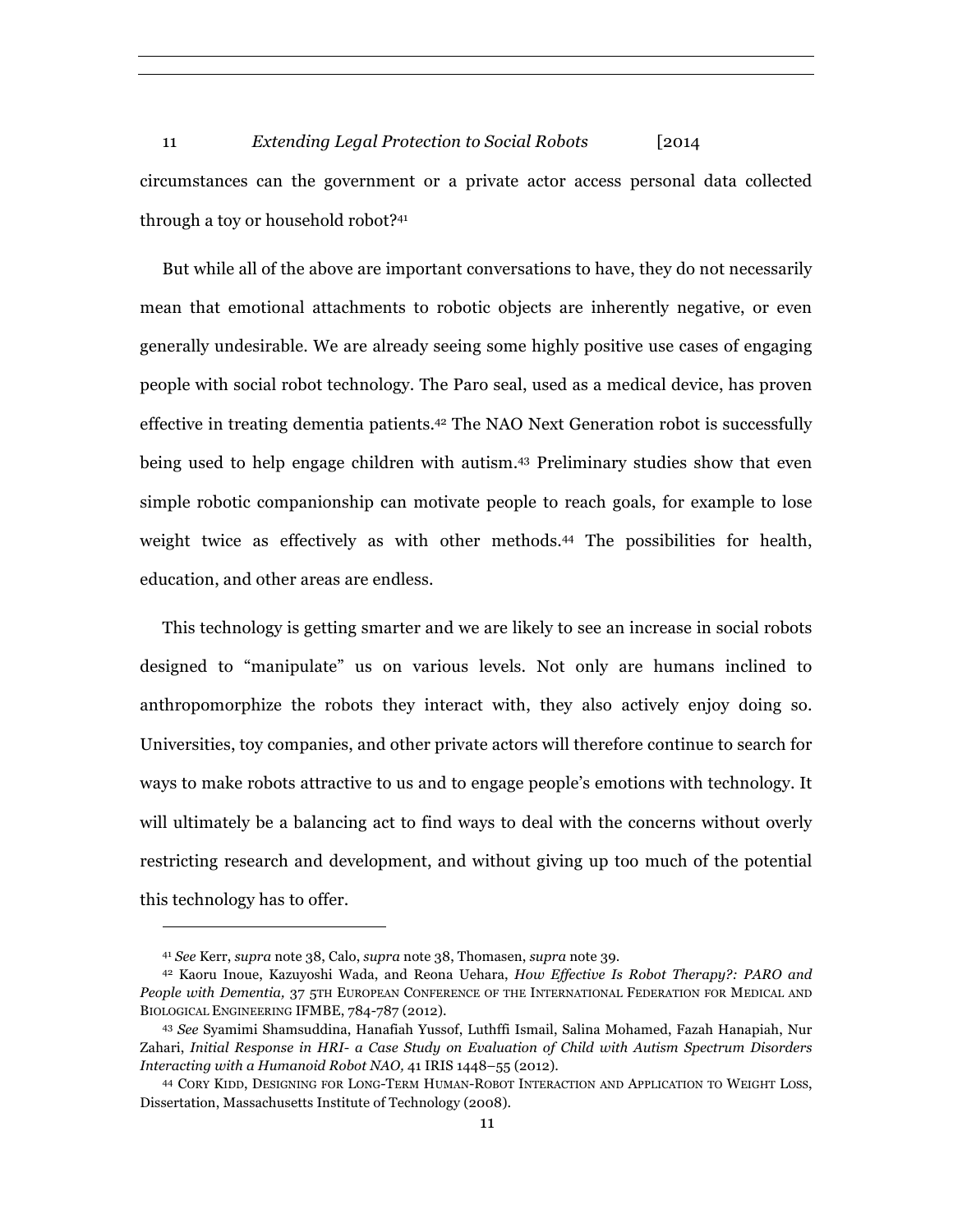circumstances can the government or a private actor access personal data collected through a toy or household robot?[41]

But while all of the above are important conversations to have, they do not necessarily mean that emotional attachments to robotic objects are inherently negative, or even generally undesirable. We are already seeing some highly positive use cases of engaging people with social robot technology. The Paro seal, used as a medical device, has proven effective in treating dementia patients.[42] The NAO Next Generation robot is successfully being used to help engage children with autism.[43] Preliminary studies show that even simple robotic companionship can motivate people to reach goals, for example to lose weight twice as effectively as with other methods.[44] The possibilities for health, education, and other areas are endless.

This technology is getting smarter and we are likely to see an increase in social robots designed to "manipulate" us on various levels. Not only are humans inclined to anthropomorphize the robots they interact with, they also actively enjoy doing so. Universities, toy companies, and other private actors will therefore continue to search for ways to make robots attractive to us and to engage people's emotions with technology. It will ultimately be a balancing act to find ways to deal with the concerns without overly restricting research and development, and without giving up too much of the potential this technology has to offer.

---

[41] *See* Kerr, *supra* note 38, Calo, *supra* note 38, Thomasen, *supra* note 39.

[42] Kaoru Inoue, Kazuyoshi Wada, and Reona Uehara, *How Effective Is Robot Therapy?: PARO and People with Dementia,* 37 5TH EUROPEAN CONFERENCE OF THE INTERNATIONAL FEDERATION FOR MEDICAL AND BIOLOGICAL ENGINEERING IFMBE, 784-787 (2012).

[43] *See* Syamimi Shamsuddina, Hanafiah Yussof, Luthffi Ismail, Salina Mohamed, Fazah Hanapiah, Nur Zahari, *Initial Response in HRI- a Case Study on Evaluation of Child with Autism Spectrum Disorders Interacting with a Humanoid Robot NAO,* 41 IRIS 1448–55 (2012).

[44] CORY KIDD, DESIGNING FOR LONG-TERM HUMAN-ROBOT INTERACTION AND APPLICATION TO WEIGHT LOSS, Dissertation, Massachusetts Institute of Technology (2008).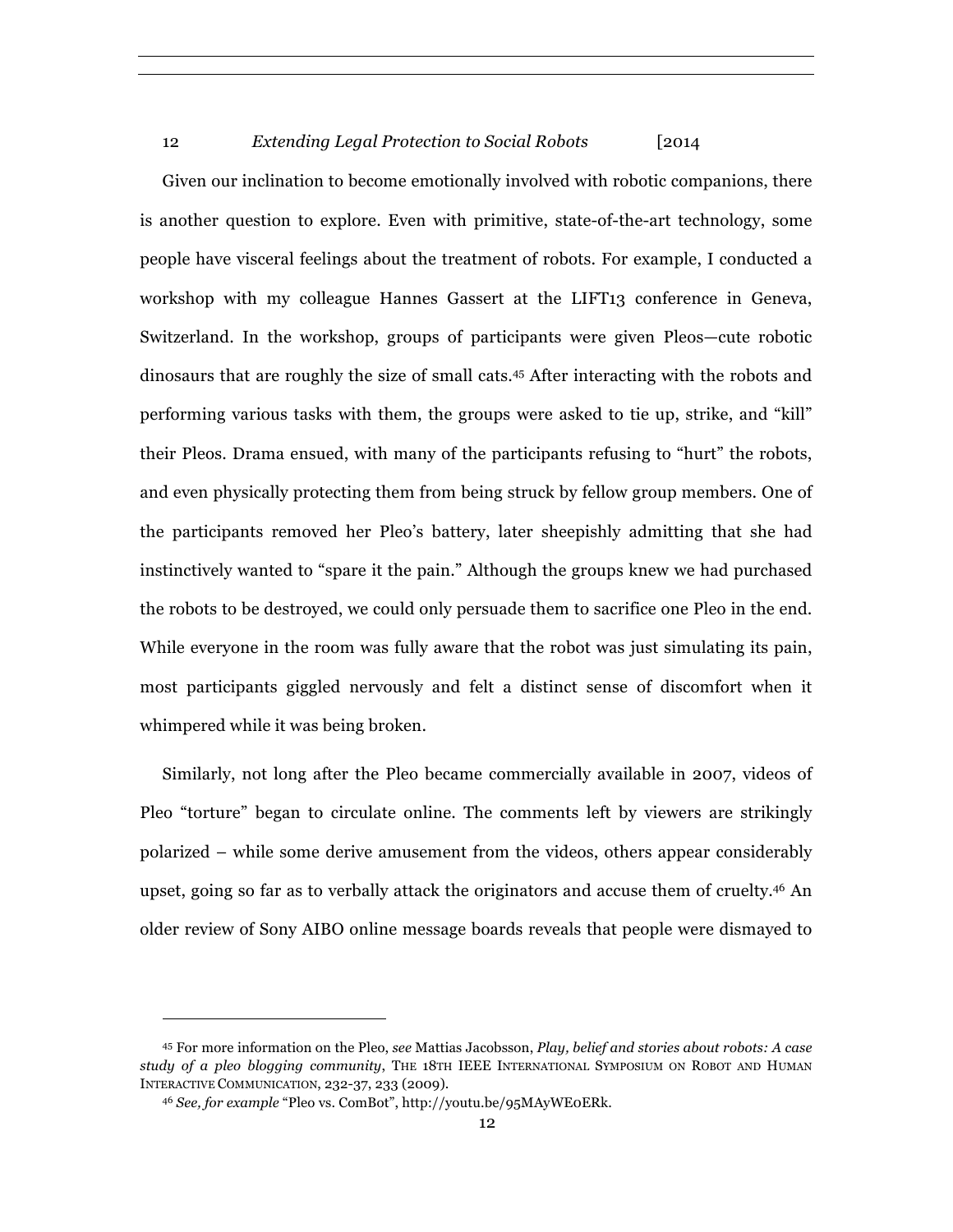Given our inclination to become emotionally involved with robotic companions, there is another question to explore. Even with primitive, state-of-the-art technology, some people have visceral feelings about the treatment of robots. For example, I conducted a workshop with my colleague Hannes Gassert at the LIFT13 conference in Geneva, Switzerland. In the workshop, groups of participants were given Pleos—cute robotic dinosaurs that are roughly the size of small cats.[45] After interacting with the robots and performing various tasks with them, the groups were asked to tie up, strike, and "kill" their Pleos. Drama ensued, with many of the participants refusing to "hurt" the robots, and even physically protecting them from being struck by fellow group members. One of the participants removed her Pleo's battery, later sheepishly admitting that she had instinctively wanted to "spare it the pain." Although the groups knew we had purchased the robots to be destroyed, we could only persuade them to sacrifice one Pleo in the end. While everyone in the room was fully aware that the robot was just simulating its pain, most participants giggled nervously and felt a distinct sense of discomfort when it whimpered while it was being broken.

Similarly, not long after the Pleo became commercially available in 2007, videos of Pleo "torture" began to circulate online. The comments left by viewers are strikingly polarized – while some derive amusement from the videos, others appear considerably upset, going so far as to verbally attack the originators and accuse them of cruelty.[46] An older review of Sony AIBO online message boards reveals that people were dismayed to

---

[45] For more information on the Pleo, *see* Mattias Jacobsson, *Play, belief and stories about robots: A case study of a pleo blogging community*, THE 18TH IEEE INTERNATIONAL SYMPOSIUM ON ROBOT AND HUMAN INTERACTIVE COMMUNICATION, 232-37, 233 (2009).

[46] *See, for example* "Pleo vs. ComBot", http://youtu.be/95MAyWE0ERk.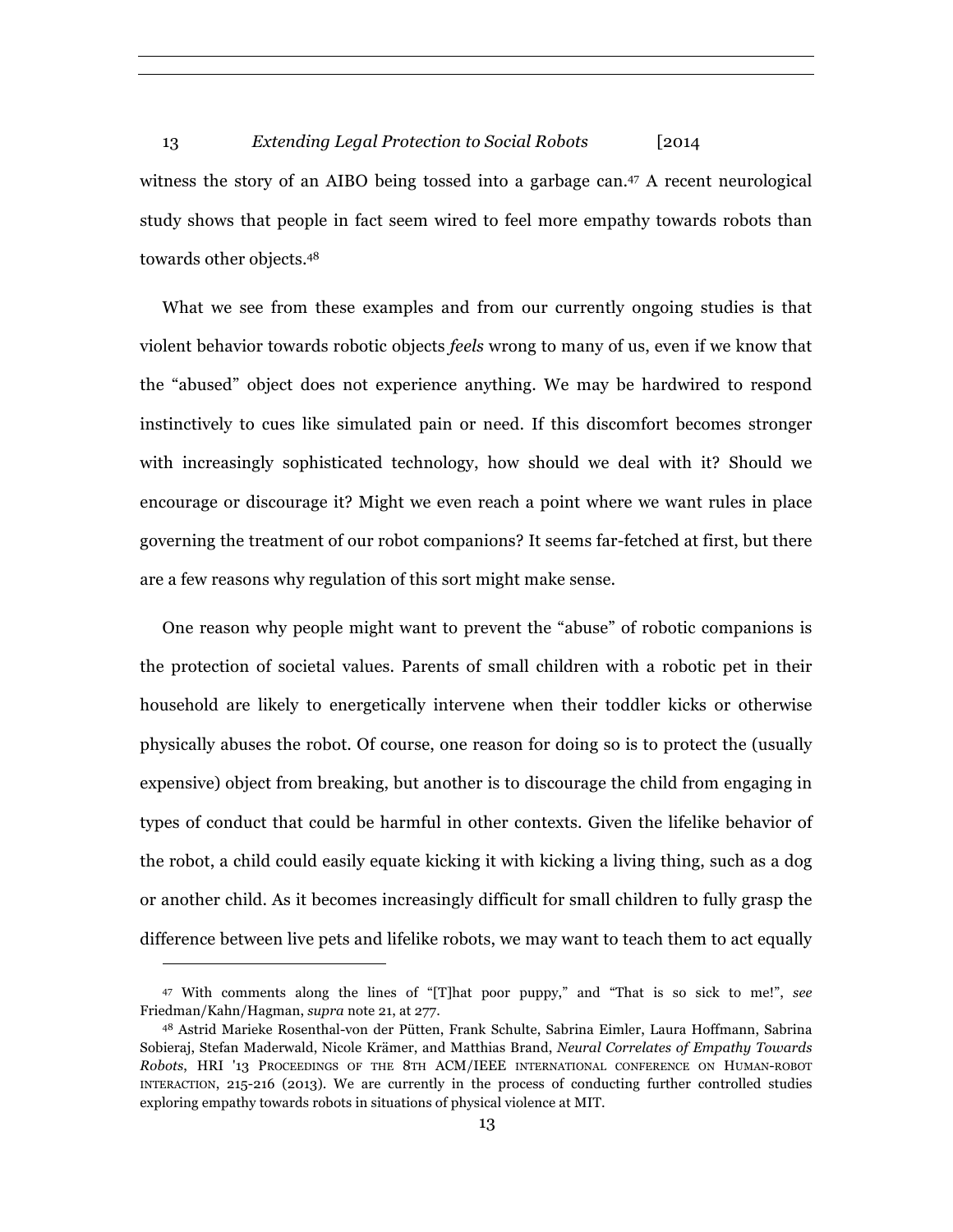witness the story of an AIBO being tossed into a garbage can.[47] A recent neurological study shows that people in fact seem wired to feel more empathy towards robots than towards other objects.[48]

What we see from these examples and from our currently ongoing studies is that violent behavior towards robotic objects *feels* wrong to many of us, even if we know that the "abused" object does not experience anything. We may be hardwired to respond instinctively to cues like simulated pain or need. If this discomfort becomes stronger with increasingly sophisticated technology, how should we deal with it? Should we encourage or discourage it? Might we even reach a point where we want rules in place governing the treatment of our robot companions? It seems far-fetched at first, but there are a few reasons why regulation of this sort might make sense.

One reason why people might want to prevent the "abuse" of robotic companions is the protection of societal values. Parents of small children with a robotic pet in their household are likely to energetically intervene when their toddler kicks or otherwise physically abuses the robot. Of course, one reason for doing so is to protect the (usually expensive) object from breaking, but another is to discourage the child from engaging in types of conduct that could be harmful in other contexts. Given the lifelike behavior of the robot, a child could easily equate kicking it with kicking a living thing, such as a dog or another child. As it becomes increasingly difficult for small children to fully grasp the difference between live pets and lifelike robots, we may want to teach them to act equally

---

[47] With comments along the lines of "[T]hat poor puppy," and "That is so sick to me!", *see* Friedman/Kahn/Hagman, *supra* note 21, at 277.

[48] Astrid Marieke Rosenthal-von der Pütten, Frank Schulte, Sabrina Eimler, Laura Hoffmann, Sabrina Sobieraj, Stefan Maderwald, Nicole Krämer, and Matthias Brand, *Neural Correlates of Empathy Towards Robots*, HRI '13 PROCEEDINGS OF THE 8TH ACM/IEEE INTERNATIONAL CONFERENCE ON HUMAN-ROBOT INTERACTION, 215-216 (2013). We are currently in the process of conducting further controlled studies exploring empathy towards robots in situations of physical violence at MIT.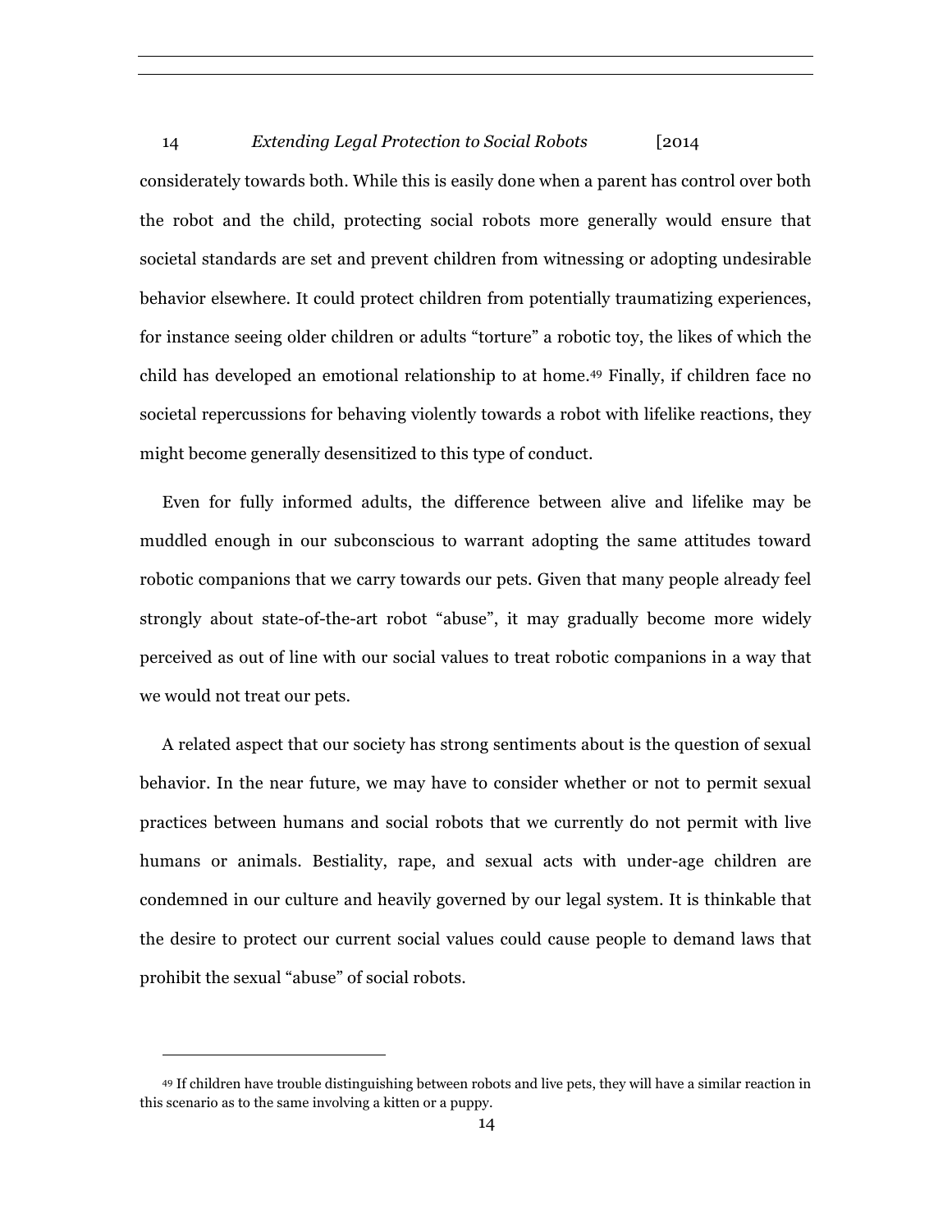considerately towards both. While this is easily done when a parent has control over both the robot and the child, protecting social robots more generally would ensure that societal standards are set and prevent children from witnessing or adopting undesirable behavior elsewhere. It could protect children from potentially traumatizing experiences, for instance seeing older children or adults "torture" a robotic toy, the likes of which the child has developed an emotional relationship to at home.[49] Finally, if children face no societal repercussions for behaving violently towards a robot with lifelike reactions, they might become generally desensitized to this type of conduct.

Even for fully informed adults, the difference between alive and lifelike may be muddled enough in our subconscious to warrant adopting the same attitudes toward robotic companions that we carry towards our pets. Given that many people already feel strongly about state-of-the-art robot "abuse", it may gradually become more widely perceived as out of line with our social values to treat robotic companions in a way that we would not treat our pets.

A related aspect that our society has strong sentiments about is the question of sexual behavior. In the near future, we may have to consider whether or not to permit sexual practices between humans and social robots that we currently do not permit with live humans or animals. Bestiality, rape, and sexual acts with under-age children are condemned in our culture and heavily governed by our legal system. It is thinkable that the desire to protect our current social values could cause people to demand laws that prohibit the sexual "abuse" of social robots.

---

[49] If children have trouble distinguishing between robots and live pets, they will have a similar reaction in this scenario as to the same involving a kitten or a puppy.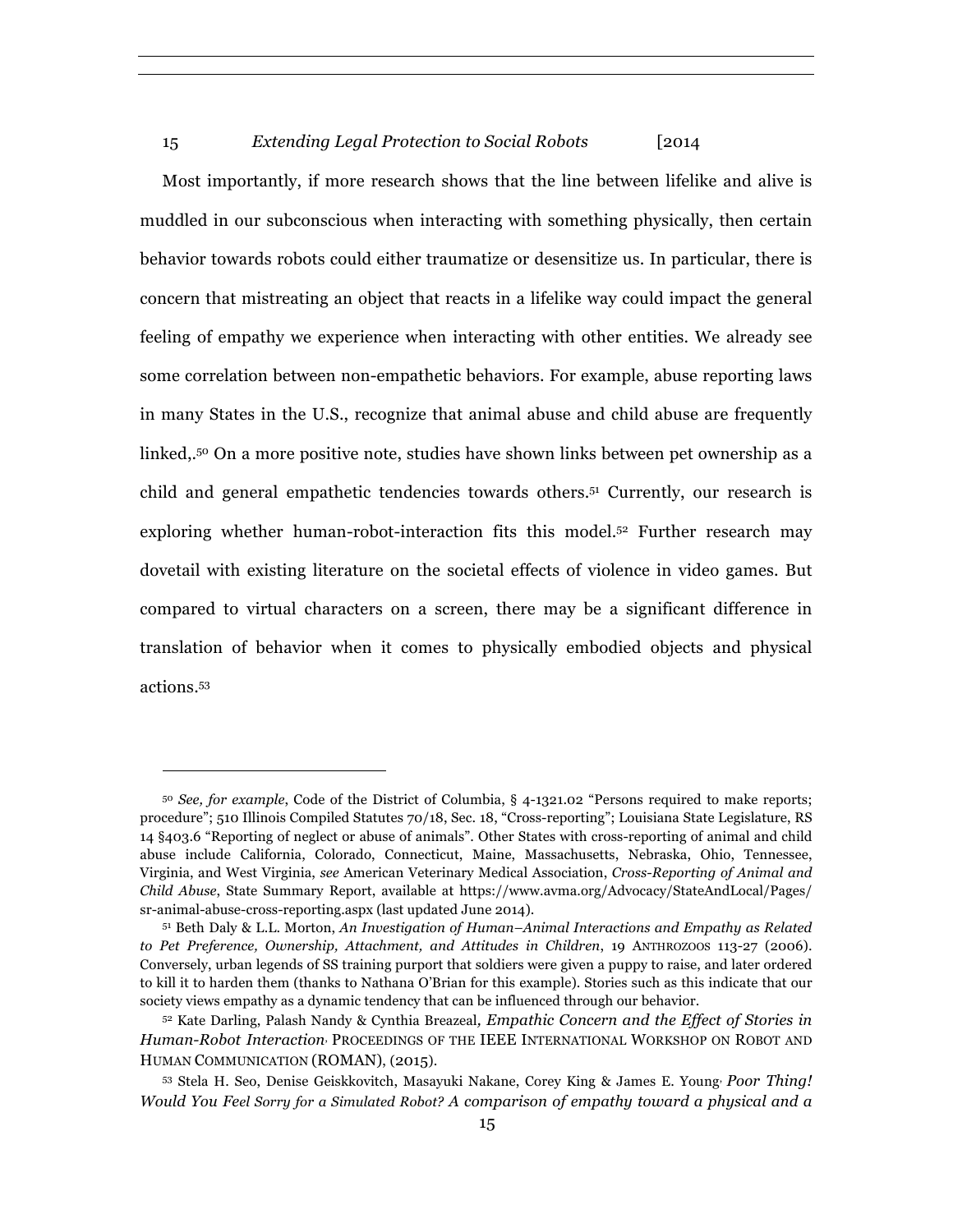Most importantly, if more research shows that the line between lifelike and alive is muddled in our subconscious when interacting with something physically, then certain behavior towards robots could either traumatize or desensitize us. In particular, there is concern that mistreating an object that reacts in a lifelike way could impact the general feeling of empathy we experience when interacting with other entities. We already see some correlation between non-empathetic behaviors. For example, abuse reporting laws in many States in the U.S., recognize that animal abuse and child abuse are frequently linked,.[50] On a more positive note, studies have shown links between pet ownership as a child and general empathetic tendencies towards others.[51] Currently, our research is exploring whether human-robot-interaction fits this model.[52] Further research may dovetail with existing literature on the societal effects of violence in video games. But compared to virtual characters on a screen, there may be a significant difference in translation of behavior when it comes to physically embodied objects and physical actions.[53]

---

[50] *See, for example*, Code of the District of Columbia, § 4-1321.02 "Persons required to make reports; procedure"; 510 Illinois Compiled Statutes 70/18, Sec. 18, "Cross-reporting"; Louisiana State Legislature, RS 14 §403.6 "Reporting of neglect or abuse of animals". Other States with cross-reporting of animal and child abuse include California, Colorado, Connecticut, Maine, Massachusetts, Nebraska, Ohio, Tennessee, Virginia, and West Virginia, *see* American Veterinary Medical Association, *Cross-Reporting of Animal and Child Abuse*, State Summary Report, available at https://www.avma.org/Advocacy/StateAndLocal/Pages/sr-animal-abuse-cross-reporting.aspx (last updated June 2014).

[51] Beth Daly & L.L. Morton, *An Investigation of Human–Animal Interactions and Empathy as Related to Pet Preference, Ownership, Attachment, and Attitudes in Children*, 19 ANTHROZOOS 113-27 (2006). Conversely, urban legends of SS training purport that soldiers were given a puppy to raise, and later ordered to kill it to harden them (thanks to Nathana O'Brian for this example). Stories such as this indicate that our society views empathy as a dynamic tendency that can be influenced through our behavior.

[52] Kate Darling, Palash Nandy & Cynthia Breazeal, *Empathic Concern and the Effect of Stories in Human-Robot Interaction*, PROCEEDINGS OF THE IEEE INTERNATIONAL WORKSHOP ON ROBOT AND HUMAN COMMUNICATION (ROMAN), (2015).

[53] Stela H. Seo, Denise Geiskkovitch, Masayuki Nakane, Corey King & James E. Young, *Poor Thing! Would You Feel Sorry for a Simulated Robot? A comparison of empathy toward a physical and a*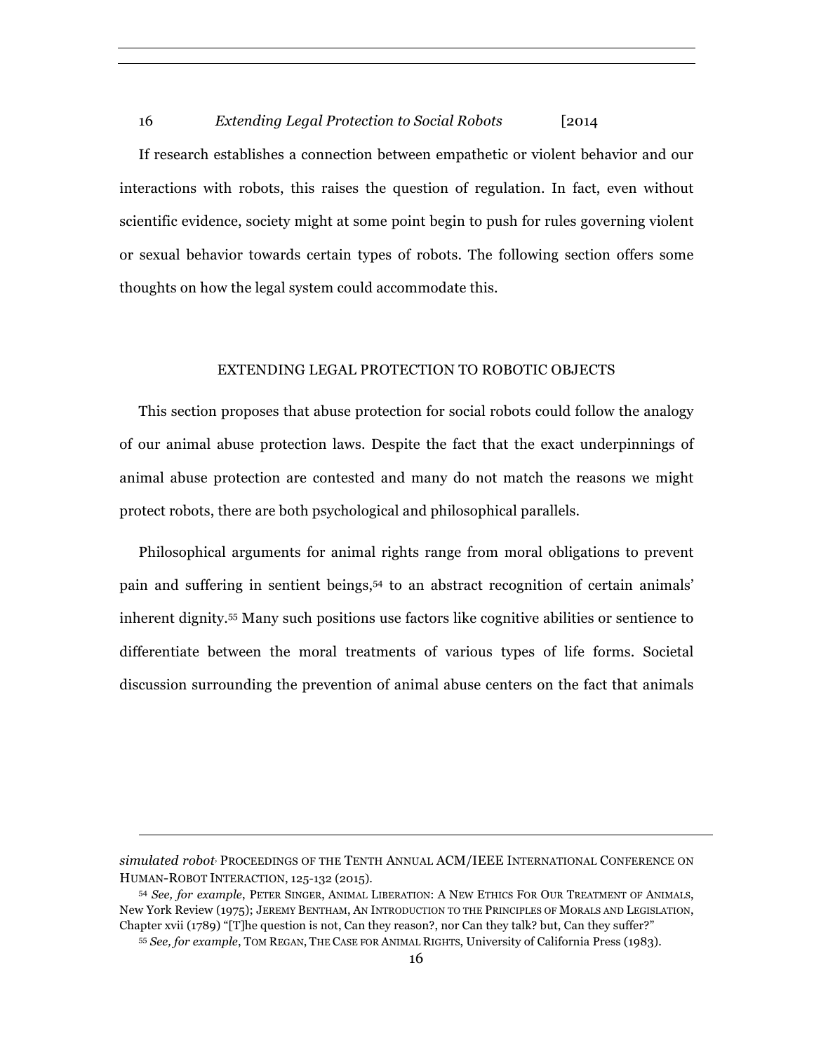If research establishes a connection between empathetic or violent behavior and our interactions with robots, this raises the question of regulation. In fact, even without scientific evidence, society might at some point begin to push for rules governing violent or sexual behavior towards certain types of robots. The following section offers some thoughts on how the legal system could accommodate this.

## EXTENDING LEGAL PROTECTION TO ROBOTIC OBJECTS

This section proposes that abuse protection for social robots could follow the analogy of our animal abuse protection laws. Despite the fact that the exact underpinnings of animal abuse protection are contested and many do not match the reasons we might protect robots, there are both psychological and philosophical parallels.

Philosophical arguments for animal rights range from moral obligations to prevent pain and suffering in sentient beings,[54] to an abstract recognition of certain animals' inherent dignity.[55] Many such positions use factors like cognitive abilities or sentience to differentiate between the moral treatments of various types of life forms. Societal discussion surrounding the prevention of animal abuse centers on the fact that animals

---

*simulated robot*, PROCEEDINGS OF THE TENTH ANNUAL ACM/IEEE INTERNATIONAL CONFERENCE ON HUMAN-ROBOT INTERACTION, 125-132 (2015).

[54] *See, for example*, PETER SINGER, ANIMAL LIBERATION: A NEW ETHICS FOR OUR TREATMENT OF ANIMALS, New York Review (1975); JEREMY BENTHAM, AN INTRODUCTION TO THE PRINCIPLES OF MORALS AND LEGISLATION, Chapter xvii (1789) "[T]he question is not, Can they reason?, nor Can they talk? but, Can they suffer?"

[55] *See, for example*, TOM REGAN, THE CASE FOR ANIMAL RIGHTS, University of California Press (1983).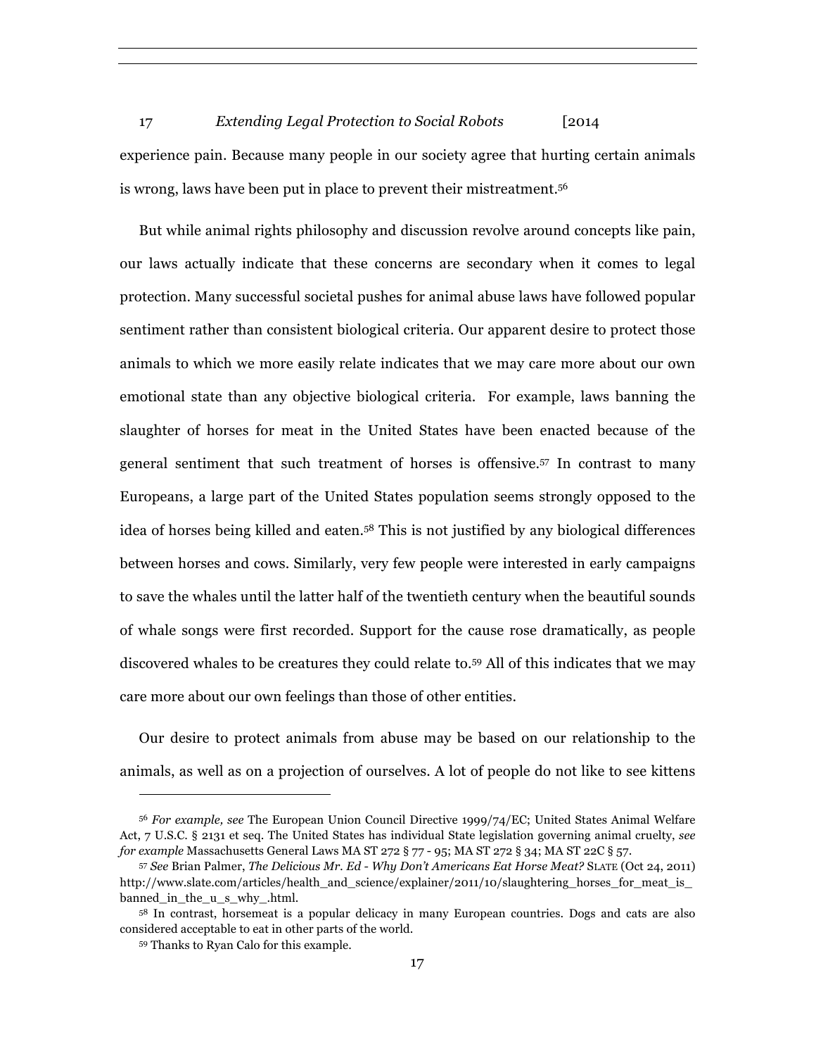experience pain. Because many people in our society agree that hurting certain animals is wrong, laws have been put in place to prevent their mistreatment.[56]

But while animal rights philosophy and discussion revolve around concepts like pain, our laws actually indicate that these concerns are secondary when it comes to legal protection. Many successful societal pushes for animal abuse laws have followed popular sentiment rather than consistent biological criteria. Our apparent desire to protect those animals to which we more easily relate indicates that we may care more about our own emotional state than any objective biological criteria. For example, laws banning the slaughter of horses for meat in the United States have been enacted because of the general sentiment that such treatment of horses is offensive.[57] In contrast to many Europeans, a large part of the United States population seems strongly opposed to the idea of horses being killed and eaten.[58] This is not justified by any biological differences between horses and cows. Similarly, very few people were interested in early campaigns to save the whales until the latter half of the twentieth century when the beautiful sounds of whale songs were first recorded. Support for the cause rose dramatically, as people discovered whales to be creatures they could relate to.[59] All of this indicates that we may care more about our own feelings than those of other entities.

Our desire to protect animals from abuse may be based on our relationship to the animals, as well as on a projection of ourselves. A lot of people do not like to see kittens

---

[56] *For example, see* The European Union Council Directive 1999/74/EC; United States Animal Welfare Act, 7 U.S.C. § 2131 et seq. The United States has individual State legislation governing animal cruelty, *see for example* Massachusetts General Laws MA ST 272 § 77 - 95; MA ST 272 § 34; MA ST 22C § 57.

[57] *See* Brian Palmer, *The Delicious Mr. Ed - Why Don't Americans Eat Horse Meat?* SLATE (Oct 24, 2011) http://www.slate.com/articles/health_and_science/explainer/2011/10/slaughtering_horses_for_meat_is_banned_in_the_u_s_why_.html.

[58] In contrast, horsemeat is a popular delicacy in many European countries. Dogs and cats are also considered acceptable to eat in other parts of the world.

[59] Thanks to Ryan Calo for this example.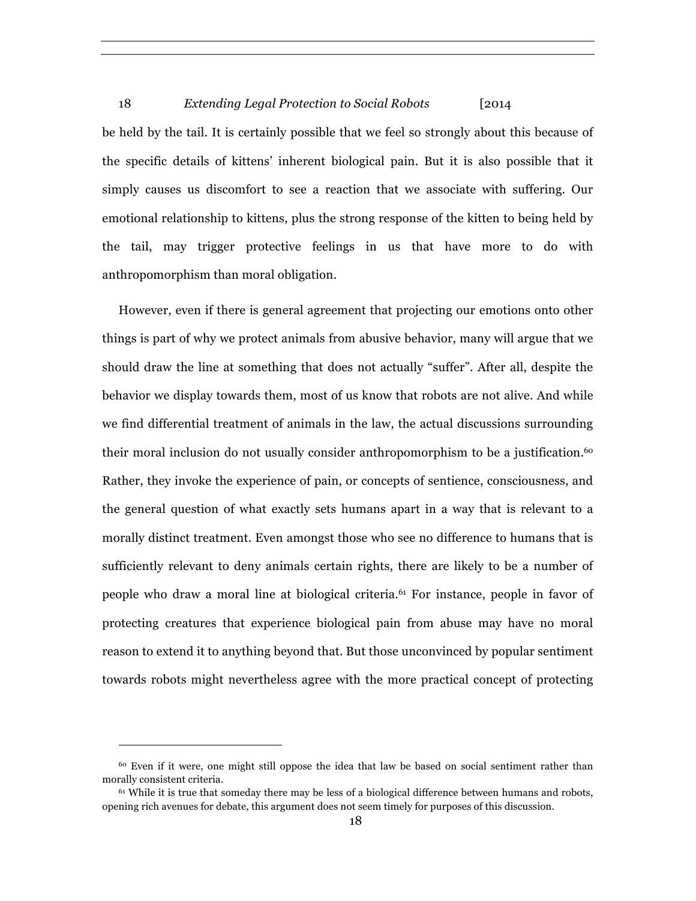be held by the tail. It is certainly possible that we feel so strongly about this because of the specific details of kittens' inherent biological pain. But it is also possible that it simply causes us discomfort to see a reaction that we associate with suffering. Our emotional relationship to kittens, plus the strong response of the kitten to being held by the tail, may trigger protective feelings in us that have more to do with anthropomorphism than moral obligation.

However, even if there is general agreement that projecting our emotions onto other things is part of why we protect animals from abusive behavior, many will argue that we should draw the line at something that does not actually "suffer". After all, despite the behavior we display towards them, most of us know that robots are not alive. And while we find differential treatment of animals in the law, the actual discussions surrounding their moral inclusion do not usually consider anthropomorphism to be a justification.[60] Rather, they invoke the experience of pain, or concepts of sentience, consciousness, and the general question of what exactly sets humans apart in a way that is relevant to a morally distinct treatment. Even amongst those who see no difference to humans that is sufficiently relevant to deny animals certain rights, there are likely to be a number of people who draw a moral line at biological criteria.[61] For instance, people in favor of protecting creatures that experience biological pain from abuse may have no moral reason to extend it to anything beyond that. But those unconvinced by popular sentiment towards robots might nevertheless agree with the more practical concept of protecting

---

[60] Even if it were, one might still oppose the idea that law be based on social sentiment rather than morally consistent criteria.

[61] While it is true that someday there may be less of a biological difference between humans and robots, opening rich avenues for debate, this argument does not seem timely for purposes of this discussion.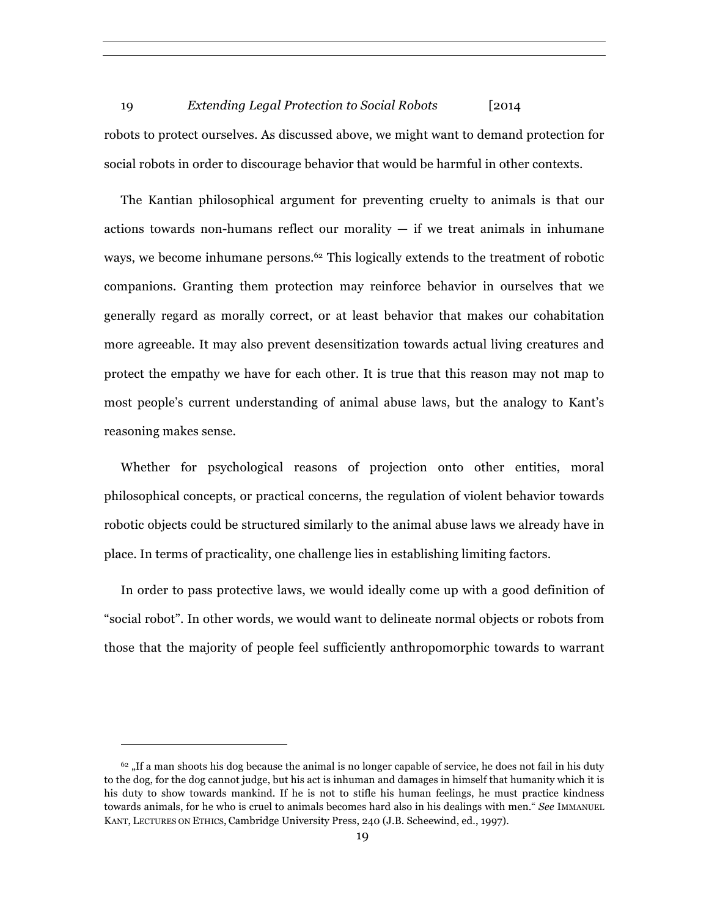robots to protect ourselves. As discussed above, we might want to demand protection for social robots in order to discourage behavior that would be harmful in other contexts.

The Kantian philosophical argument for preventing cruelty to animals is that our actions towards non-humans reflect our morality — if we treat animals in inhumane ways, we become inhumane persons.[62] This logically extends to the treatment of robotic companions. Granting them protection may reinforce behavior in ourselves that we generally regard as morally correct, or at least behavior that makes our cohabitation more agreeable. It may also prevent desensitization towards actual living creatures and protect the empathy we have for each other. It is true that this reason may not map to most people's current understanding of animal abuse laws, but the analogy to Kant's reasoning makes sense.

Whether for psychological reasons of projection onto other entities, moral philosophical concepts, or practical concerns, the regulation of violent behavior towards robotic objects could be structured similarly to the animal abuse laws we already have in place. In terms of practicality, one challenge lies in establishing limiting factors.

In order to pass protective laws, we would ideally come up with a good definition of "social robot". In other words, we would want to delineate normal objects or robots from those that the majority of people feel sufficiently anthropomorphic towards to warrant

---

[62] „If a man shoots his dog because the animal is no longer capable of service, he does not fail in his duty to the dog, for the dog cannot judge, but his act is inhuman and damages in himself that humanity which it is his duty to show towards mankind. If he is not to stifle his human feelings, he must practice kindness towards animals, for he who is cruel to animals becomes hard also in his dealings with men." *See* IMMANUEL KANT, LECTURES ON ETHICS, Cambridge University Press, 240 (J.B. Scheewind, ed., 1997).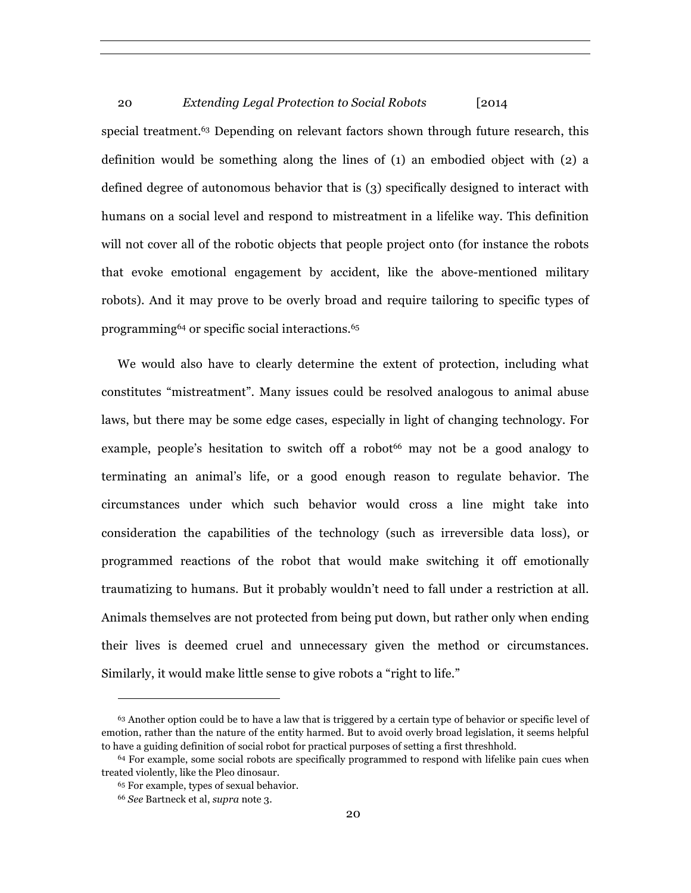special treatment.[63] Depending on relevant factors shown through future research, this definition would be something along the lines of (1) an embodied object with (2) a defined degree of autonomous behavior that is (3) specifically designed to interact with humans on a social level and respond to mistreatment in a lifelike way. This definition will not cover all of the robotic objects that people project onto (for instance the robots that evoke emotional engagement by accident, like the above-mentioned military robots). And it may prove to be overly broad and require tailoring to specific types of programming[64] or specific social interactions.[65]

We would also have to clearly determine the extent of protection, including what constitutes "mistreatment". Many issues could be resolved analogous to animal abuse laws, but there may be some edge cases, especially in light of changing technology. For example, people's hesitation to switch off a robot[66] may not be a good analogy to terminating an animal's life, or a good enough reason to regulate behavior. The circumstances under which such behavior would cross a line might take into consideration the capabilities of the technology (such as irreversible data loss), or programmed reactions of the robot that would make switching it off emotionally traumatizing to humans. But it probably wouldn't need to fall under a restriction at all. Animals themselves are not protected from being put down, but rather only when ending their lives is deemed cruel and unnecessary given the method or circumstances. Similarly, it would make little sense to give robots a "right to life."

---

[63] Another option could be to have a law that is triggered by a certain type of behavior or specific level of emotion, rather than the nature of the entity harmed. But to avoid overly broad legislation, it seems helpful to have a guiding definition of social robot for practical purposes of setting a first threshhold.

[64] For example, some social robots are specifically programmed to respond with lifelike pain cues when treated violently, like the Pleo dinosaur.

[65] For example, types of sexual behavior.

[66] *See* Bartneck et al, *supra* note 3.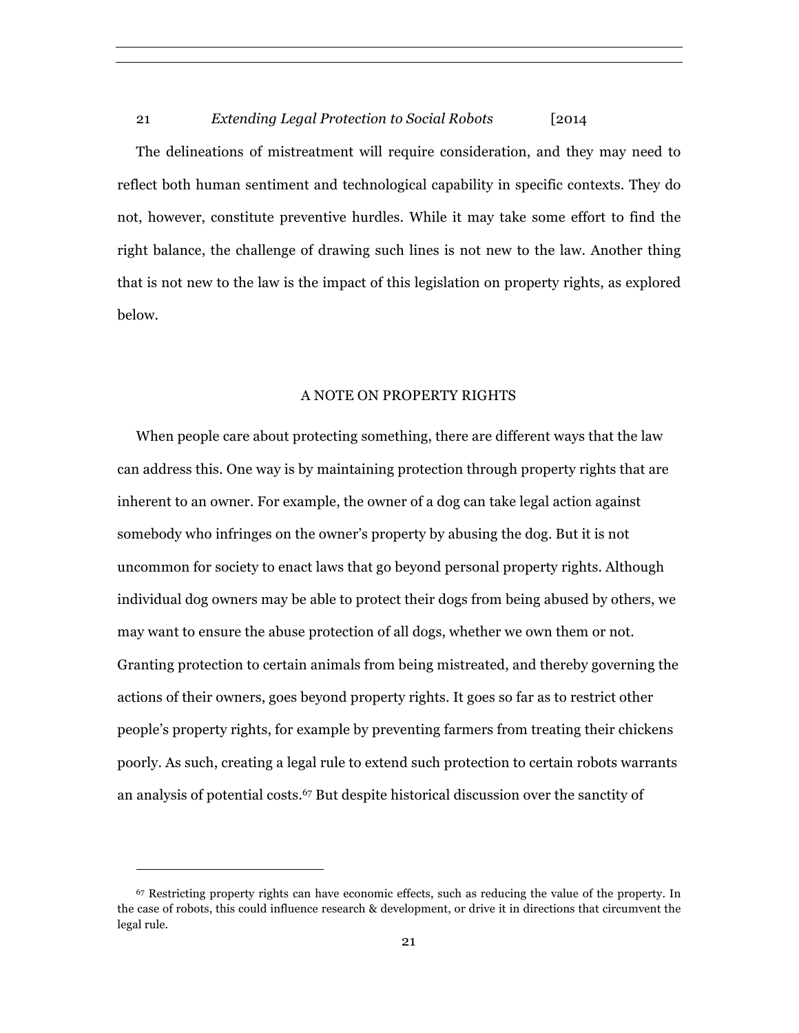The delineations of mistreatment will require consideration, and they may need to reflect both human sentiment and technological capability in specific contexts. They do not, however, constitute preventive hurdles. While it may take some effort to find the right balance, the challenge of drawing such lines is not new to the law. Another thing that is not new to the law is the impact of this legislation on property rights, as explored below.

## A NOTE ON PROPERTY RIGHTS

When people care about protecting something, there are different ways that the law can address this. One way is by maintaining protection through property rights that are inherent to an owner. For example, the owner of a dog can take legal action against somebody who infringes on the owner's property by abusing the dog. But it is not uncommon for society to enact laws that go beyond personal property rights. Although individual dog owners may be able to protect their dogs from being abused by others, we may want to ensure the abuse protection of all dogs, whether we own them or not. Granting protection to certain animals from being mistreated, and thereby governing the actions of their owners, goes beyond property rights. It goes so far as to restrict other people's property rights, for example by preventing farmers from treating their chickens poorly. As such, creating a legal rule to extend such protection to certain robots warrants an analysis of potential costs.[67] But despite historical discussion over the sanctity of

[67] Restricting property rights can have economic effects, such as reducing the value of the property. In the case of robots, this could influence research & development, or drive it in directions that circumvent the legal rule.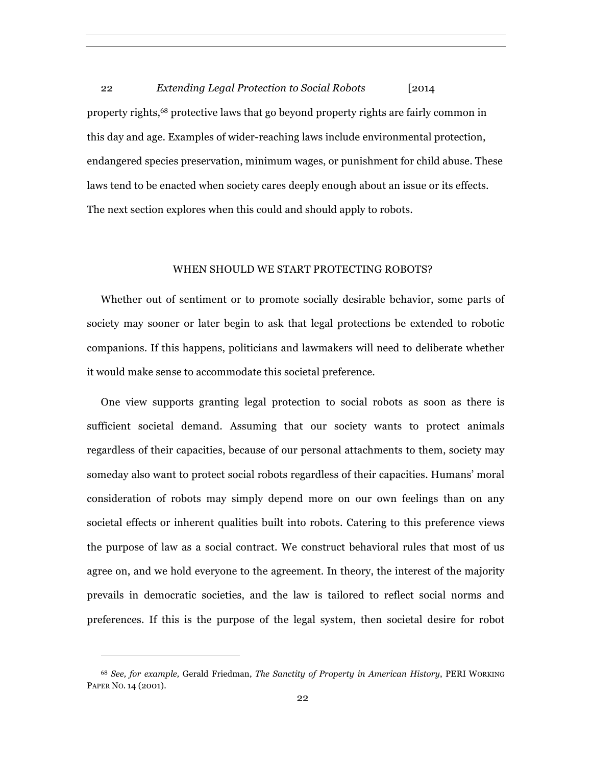property rights,[68] protective laws that go beyond property rights are fairly common in this day and age. Examples of wider-reaching laws include environmental protection, endangered species preservation, minimum wages, or punishment for child abuse. These laws tend to be enacted when society cares deeply enough about an issue or its effects. The next section explores when this could and should apply to robots.

## WHEN SHOULD WE START PROTECTING ROBOTS?

Whether out of sentiment or to promote socially desirable behavior, some parts of society may sooner or later begin to ask that legal protections be extended to robotic companions. If this happens, politicians and lawmakers will need to deliberate whether it would make sense to accommodate this societal preference.

One view supports granting legal protection to social robots as soon as there is sufficient societal demand. Assuming that our society wants to protect animals regardless of their capacities, because of our personal attachments to them, society may someday also want to protect social robots regardless of their capacities. Humans' moral consideration of robots may simply depend more on our own feelings than on any societal effects or inherent qualities built into robots. Catering to this preference views the purpose of law as a social contract. We construct behavioral rules that most of us agree on, and we hold everyone to the agreement. In theory, the interest of the majority prevails in democratic societies, and the law is tailored to reflect social norms and preferences. If this is the purpose of the legal system, then societal desire for robot

---

[68] *See, for example,* Gerald Friedman, *The Sanctity of Property in American History*, PERI WORKING PAPER NO. 14 (2001).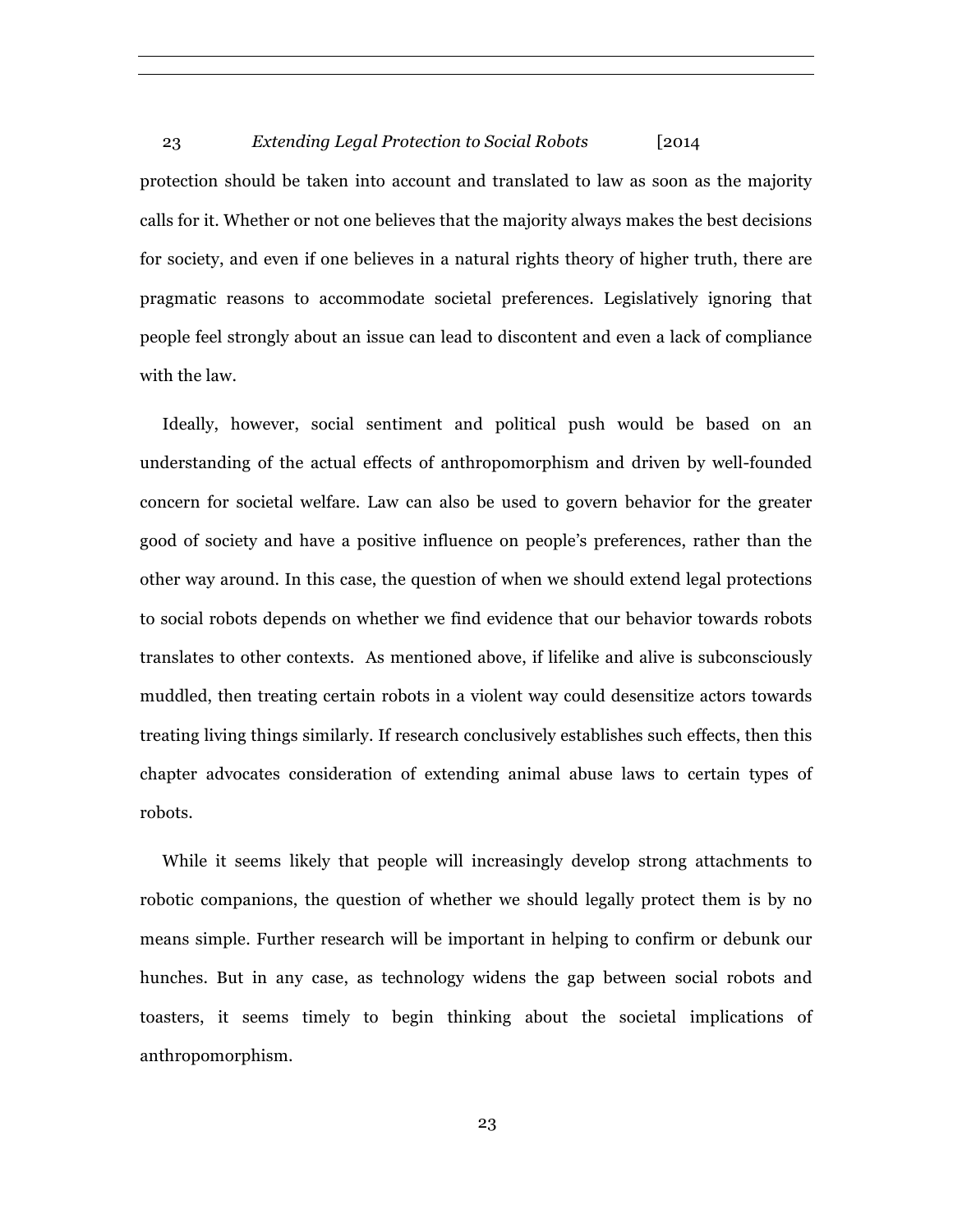protection should be taken into account and translated to law as soon as the majority calls for it. Whether or not one believes that the majority always makes the best decisions for society, and even if one believes in a natural rights theory of higher truth, there are pragmatic reasons to accommodate societal preferences. Legislatively ignoring that people feel strongly about an issue can lead to discontent and even a lack of compliance with the law.

Ideally, however, social sentiment and political push would be based on an understanding of the actual effects of anthropomorphism and driven by well-founded concern for societal welfare. Law can also be used to govern behavior for the greater good of society and have a positive influence on people's preferences, rather than the other way around. In this case, the question of when we should extend legal protections to social robots depends on whether we find evidence that our behavior towards robots translates to other contexts. As mentioned above, if lifelike and alive is subconsciously muddled, then treating certain robots in a violent way could desensitize actors towards treating living things similarly. If research conclusively establishes such effects, then this chapter advocates consideration of extending animal abuse laws to certain types of robots.

While it seems likely that people will increasingly develop strong attachments to robotic companions, the question of whether we should legally protect them is by no means simple. Further research will be important in helping to confirm or debunk our hunches. But in any case, as technology widens the gap between social robots and toasters, it seems timely to begin thinking about the societal implications of anthropomorphism.